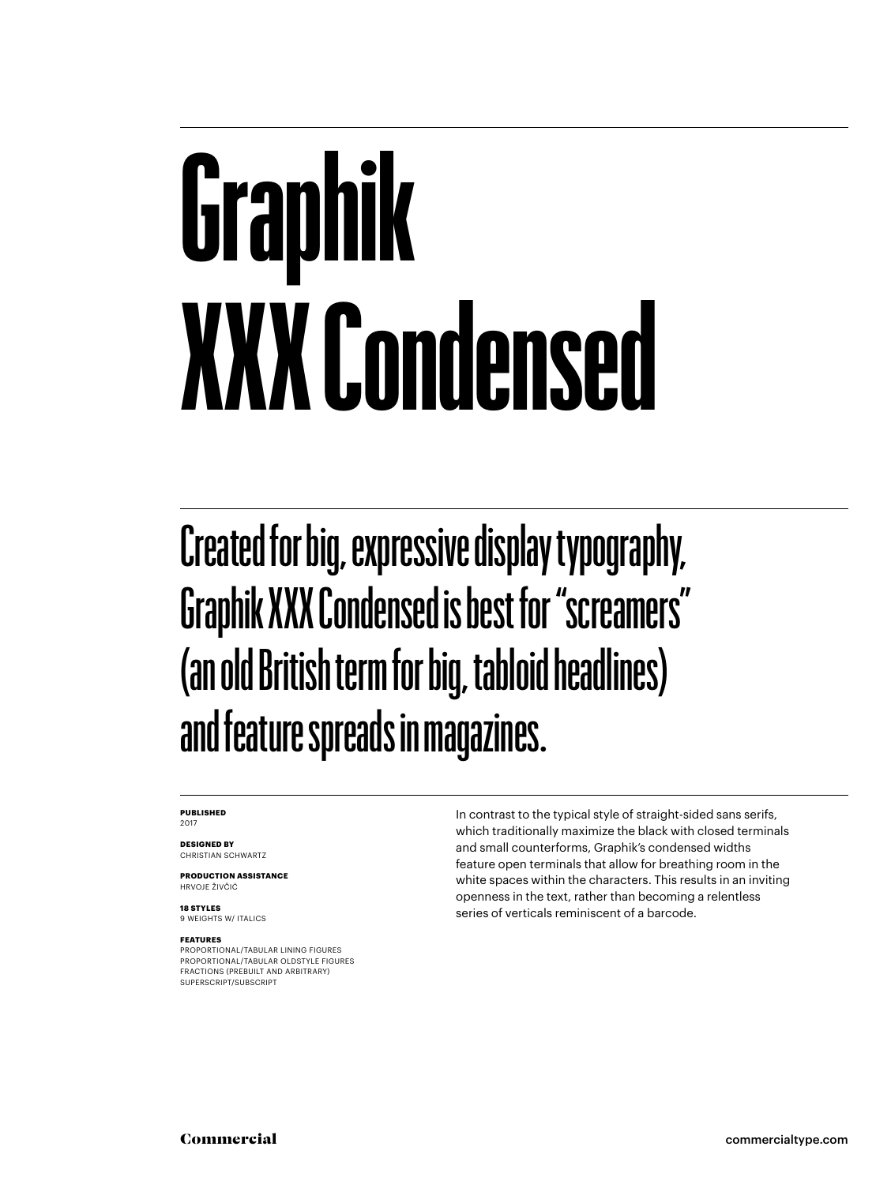# Graphik XXX Condensed

Created for big, expressive display typography, Graphik XXX Condensed is best for "screamers" (an old British term for big, tabloid headlines) and feature spreads in magazines.

**PUBLISHED**
2017

**DESIGNED BY**
CHRISTIAN SCHWARTZ

**PRODUCTION ASSISTANCE**
HRVOJE ŽIVČIĆ

**18 STYLES**
9 WEIGHTS W/ ITALICS

**FEATURES**
PROPORTIONAL/TABULAR LINING FIGURES
PROPORTIONAL/TABULAR OLDSTYLE FIGURES
FRACTIONS (PREBUILT AND ARBITRARY)
SUPERSCRIPT/SUBSCRIPT

In contrast to the typical style of straight-sided sans serifs, which traditionally maximize the black with closed terminals and small counterforms, Graphik's condensed widths feature open terminals that allow for breathing room in the white spaces within the characters. This results in an inviting openness in the text, rather than becoming a relentless series of verticals reminiscent of a barcode.

Commercial

commercialtype.com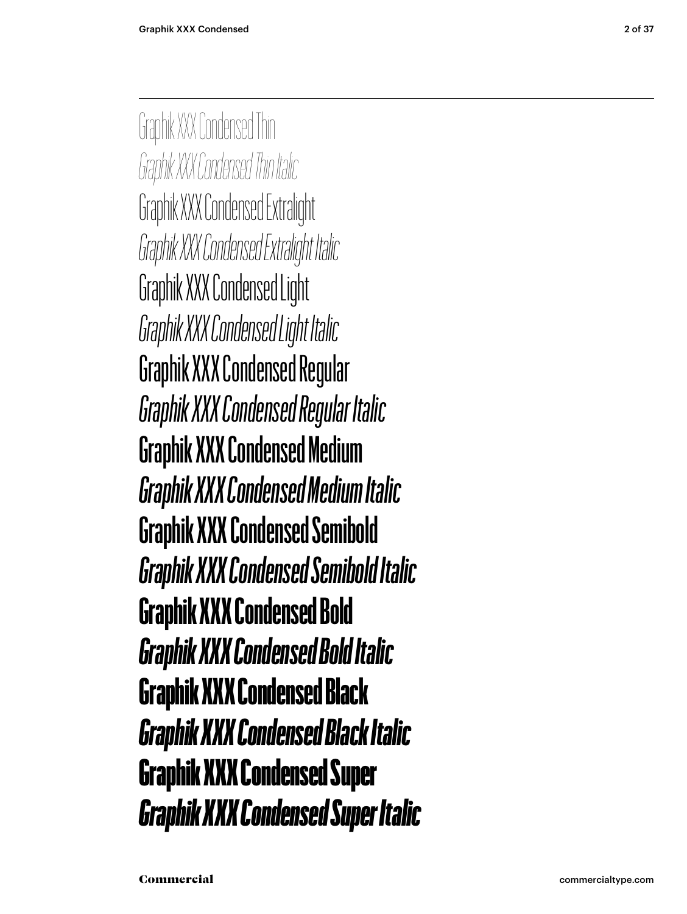Graphik XXX Condensed Thin

*Graphik XXX Condensed Thin Italic*

Graphik XXX Condensed Extralight

*Graphik XXX Condensed Extralight Italic*

Graphik XXX Condensed Light

*Graphik XXX Condensed Light Italic*

Graphik XXX Condensed Regular

*Graphik XXX Condensed Regular Italic*

**Graphik XXX Condensed Medium**

***Graphik XXX Condensed Medium Italic***

**Graphik XXX Condensed Semibold**

***Graphik XXX Condensed Semibold Italic***

**Graphik XXX Condensed Bold**

***Graphik XXX Condensed Bold Italic***

**Graphik XXX Condensed Black**

***Graphik XXX Condensed Black Italic***

**Graphik XXX Condensed Super**

***Graphik XXX Condensed Super Italic***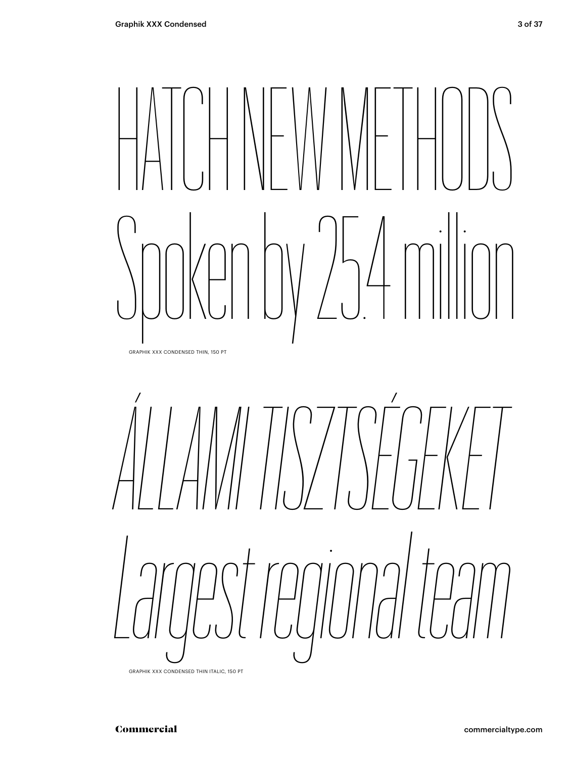HATCH NEW METHODS
Spoken by 25.4 million

GRAPHIK XXX CONDENSED THIN, 150 PT

*ÁLLAMI TISZTSÉGEKET*
*Largest regional team*

GRAPHIK XXX CONDENSED THIN ITALIC, 150 PT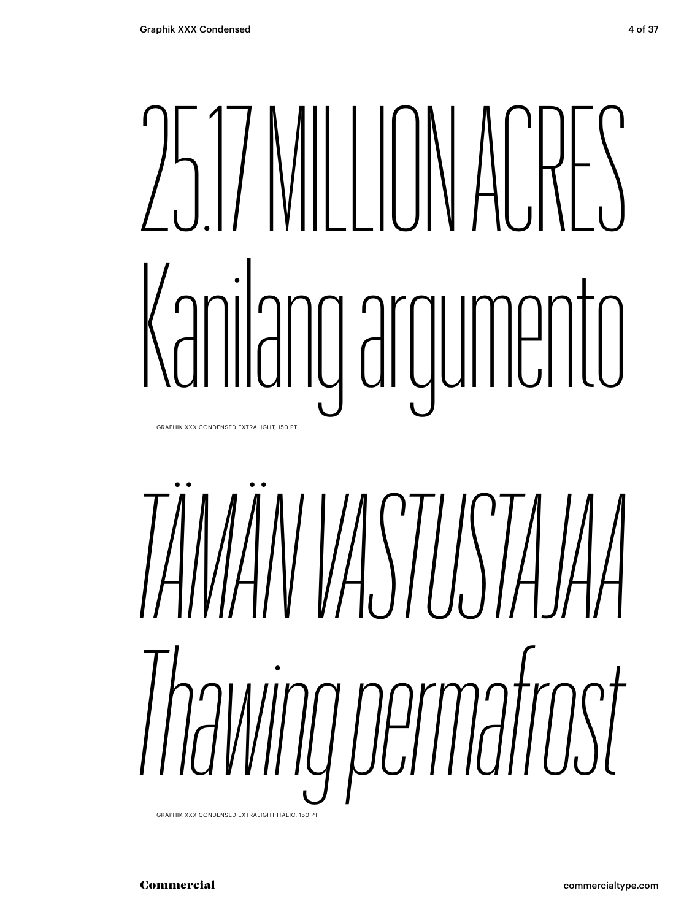25.17 MILLION ACRES
Kanilang argumento

GRAPHIK XXX CONDENSED EXTRALIGHT, 150 PT

*TÄMÄN VASTUSTAJAA*
*Thawing permafrost*

GRAPHIK XXX CONDENSED EXTRALIGHT ITALIC, 150 PT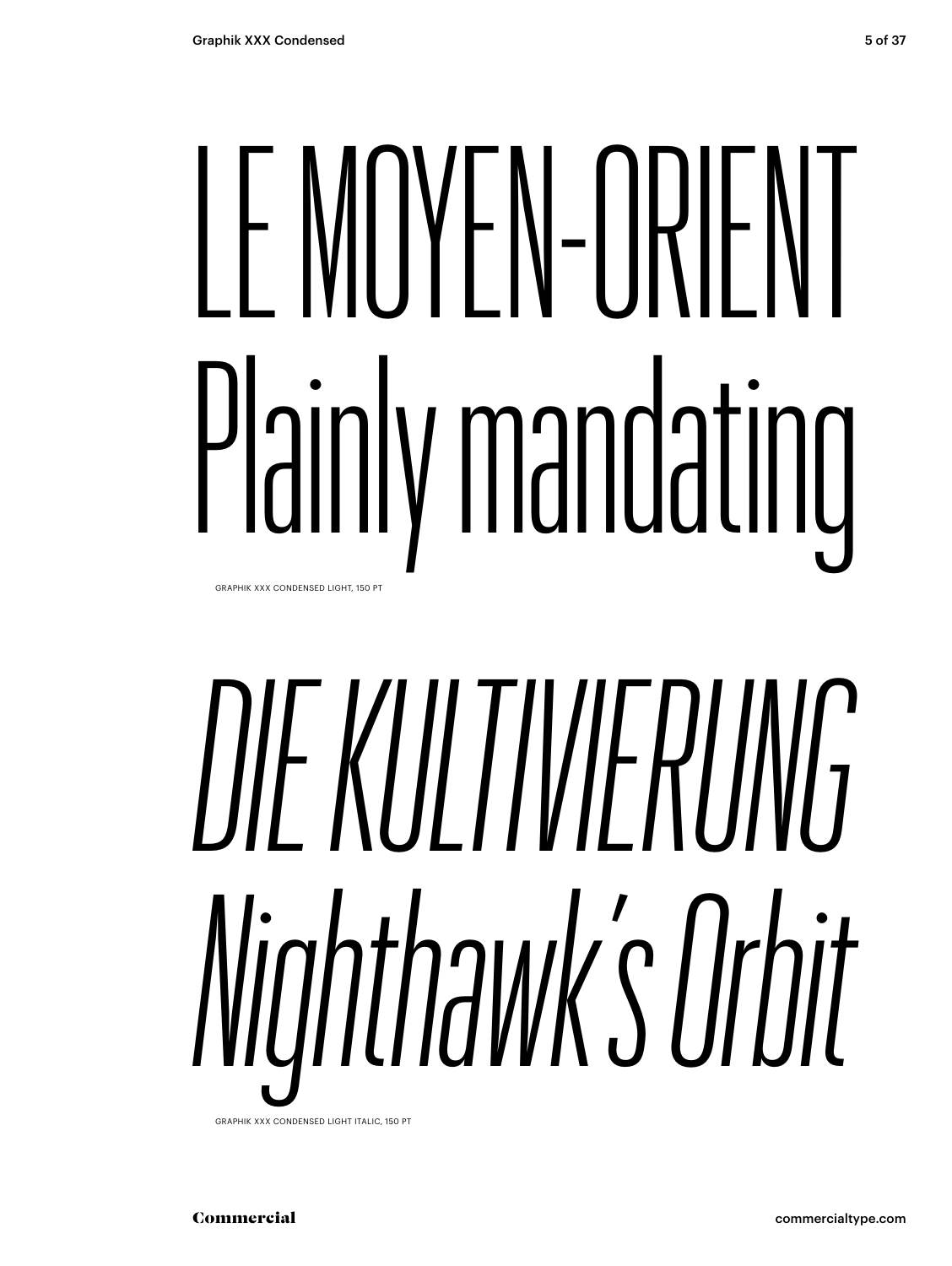LE MOYEN-ORIENT
Plainly mandating

GRAPHIK XXX CONDENSED LIGHT, 150 PT

*DIE KULTIVIERUNG*
*Nighthawk's Orbit*

GRAPHIK XXX CONDENSED LIGHT ITALIC, 150 PT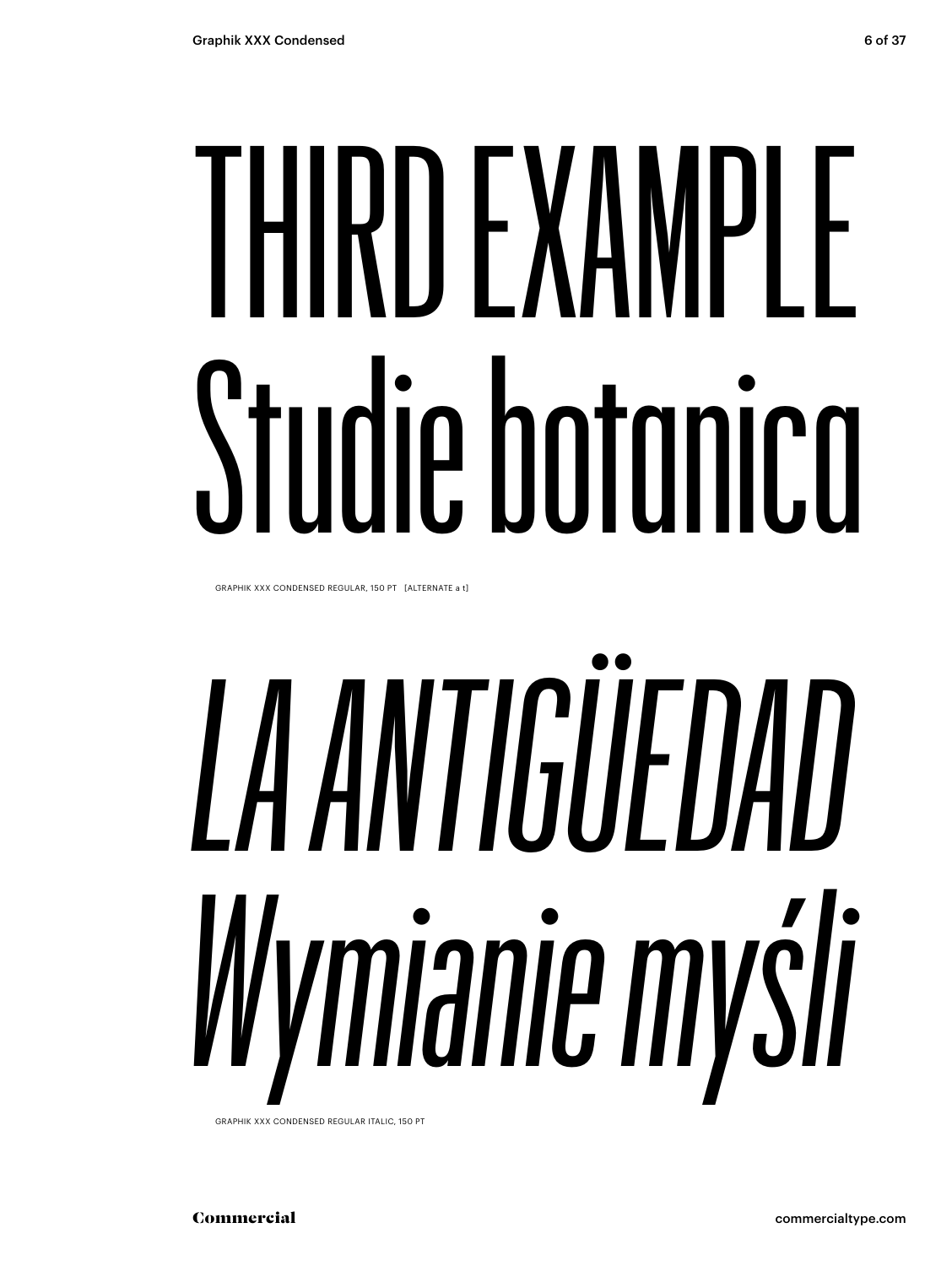# THIRD EXAMPLE Studie botanica

GRAPHIK XXX CONDENSED REGULAR, 150 PT [ALTERNATE a t]

# *LA ANTIGÜEDAD Wymianie myśli*

GRAPHIK XXX CONDENSED REGULAR ITALIC, 150 PT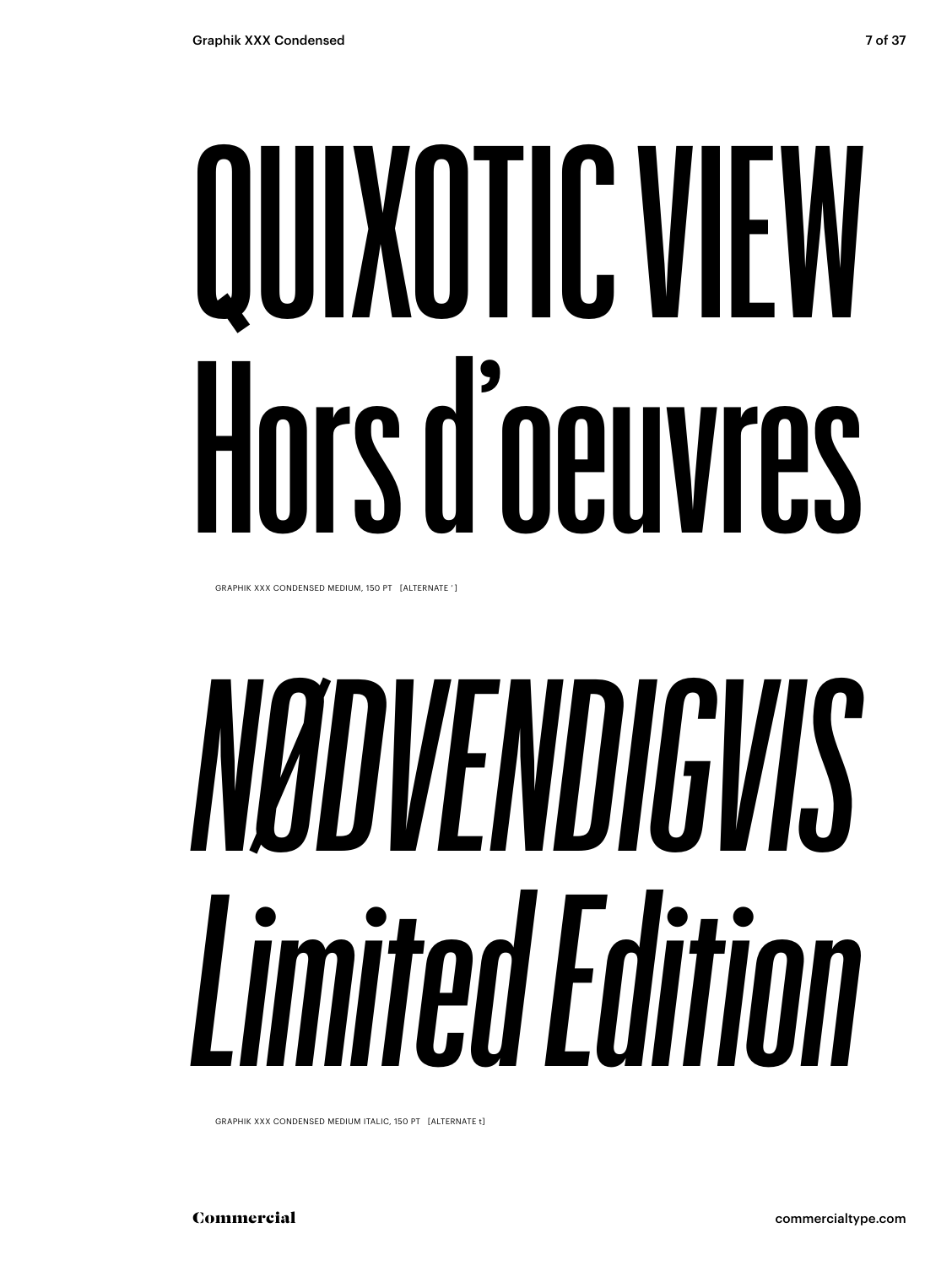QUIXOTIC VIEW
Hors d'oeuvres

GRAPHIK XXX CONDENSED MEDIUM, 150 PT [ALTERNATE ' ]

*NØDVENDIGVIS*
*Limited Edition*

GRAPHIK XXX CONDENSED MEDIUM ITALIC, 150 PT [ALTERNATE t]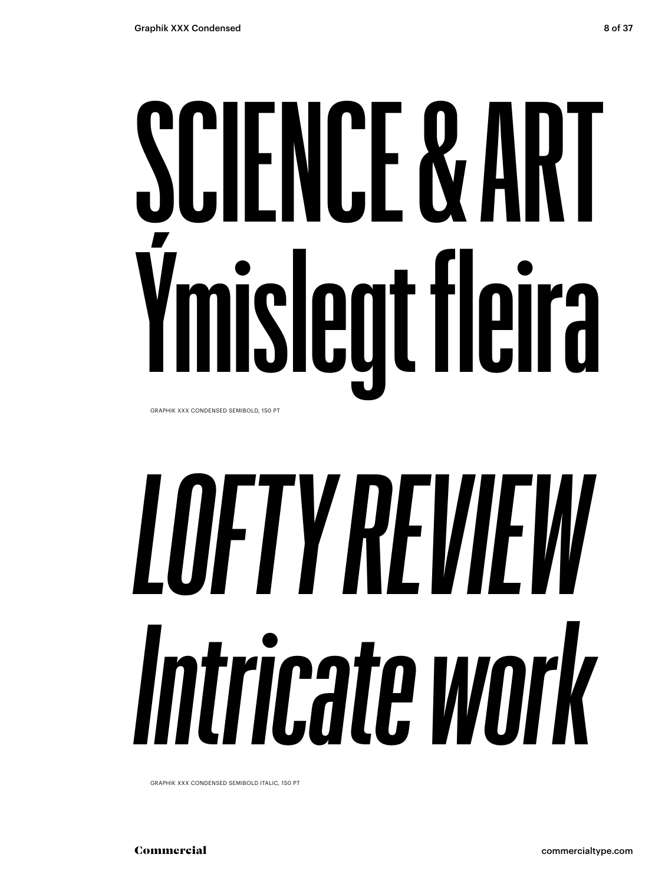SCIENCE & ART
Ýmislegt fleira

GRAPHIK XXX CONDENSED SEMIBOLD, 150 PT

*LOFTY REVIEW*
*Intricate work*

GRAPHIK XXX CONDENSED SEMIBOLD ITALIC, 150 PT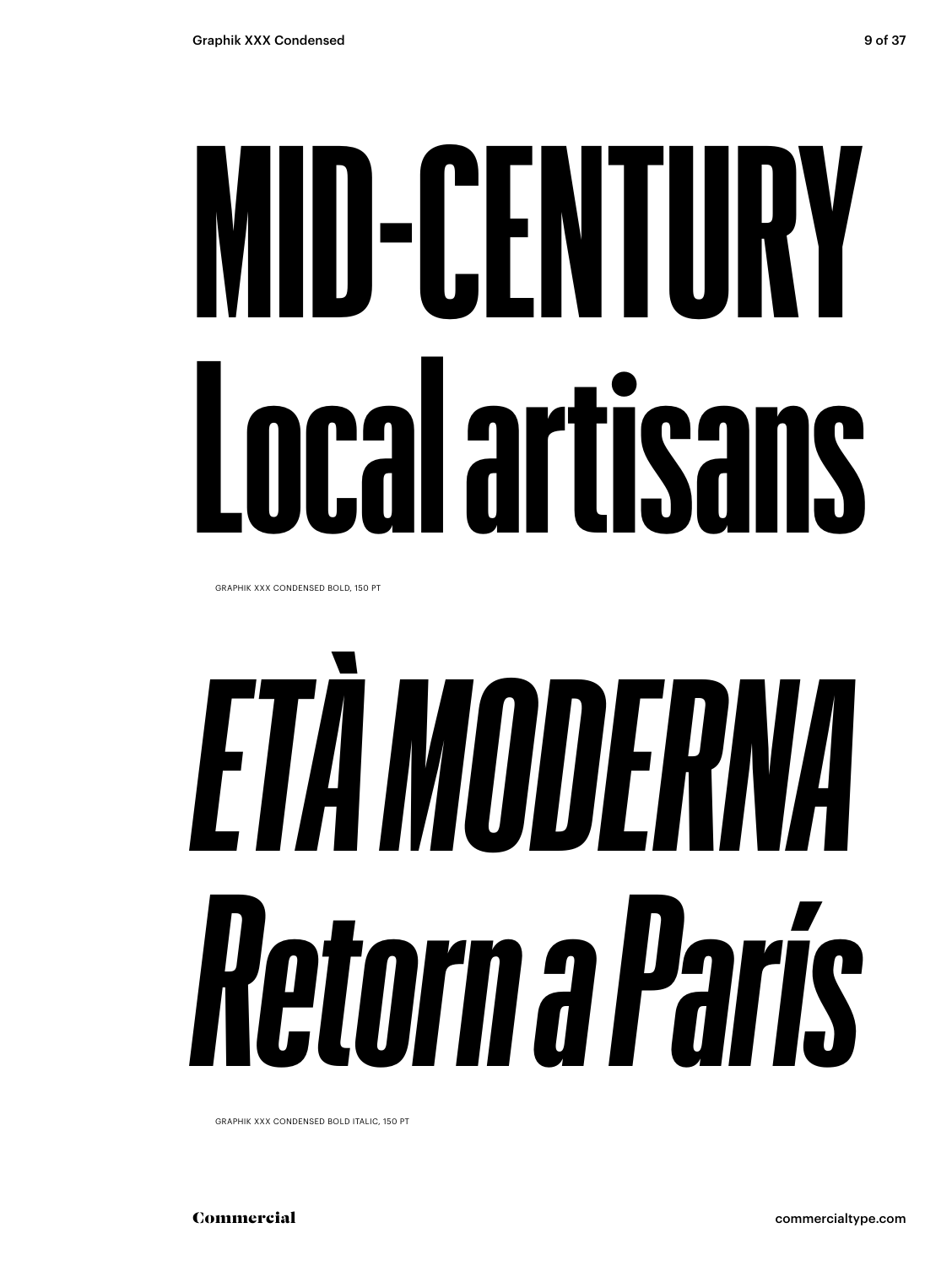# MID-CENTURY Local artisans

GRAPHIK XXX CONDENSED BOLD, 150 PT

# *ETÀ MODERNA Retorn a París*

GRAPHIK XXX CONDENSED BOLD ITALIC, 150 PT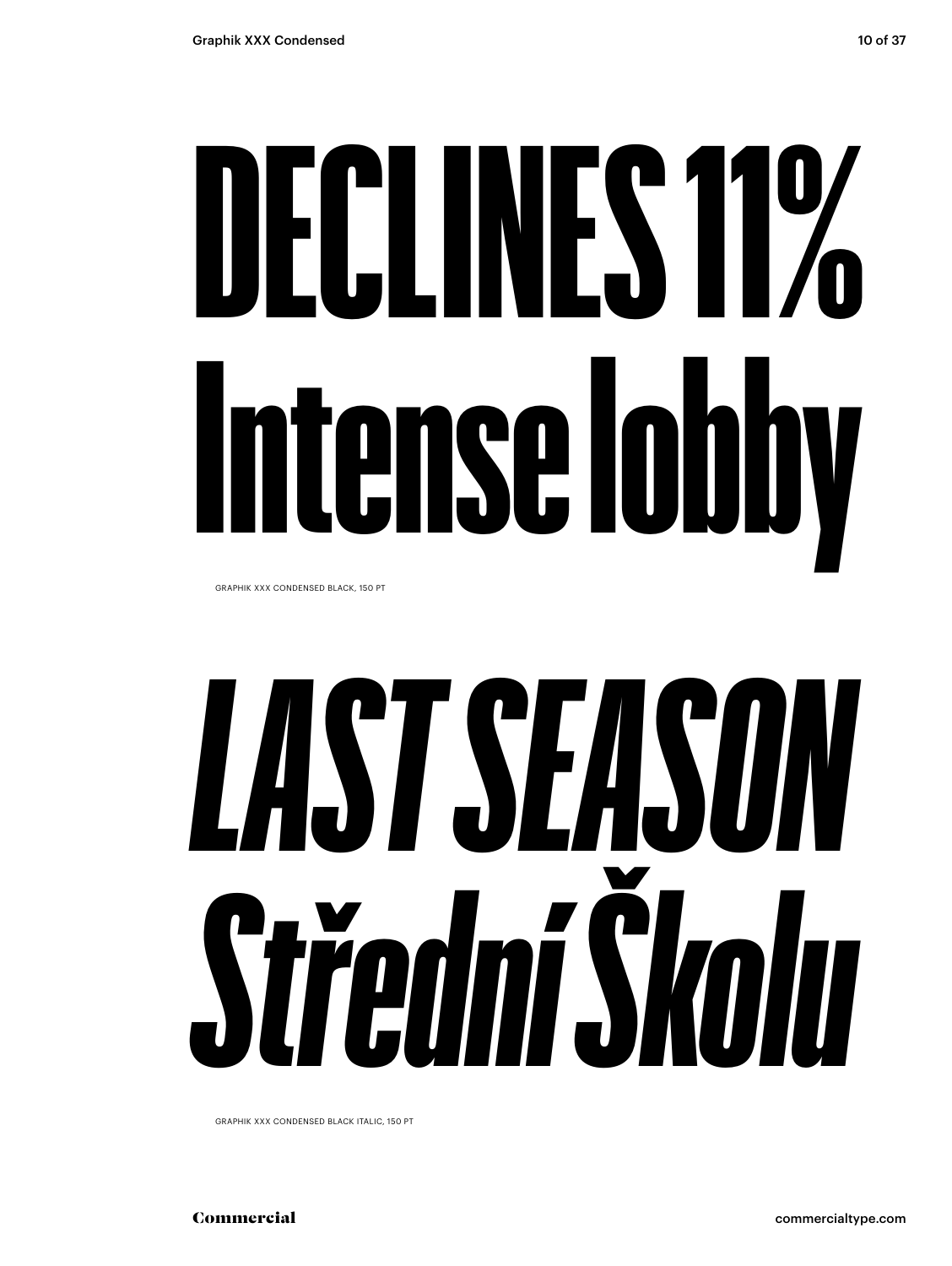# DECLINES 11%
# Intense lobby

GRAPHIK XXX CONDENSED BLACK, 150 PT

# *LAST SEASON*
# *Střední Školu*

GRAPHIK XXX CONDENSED BLACK ITALIC, 150 PT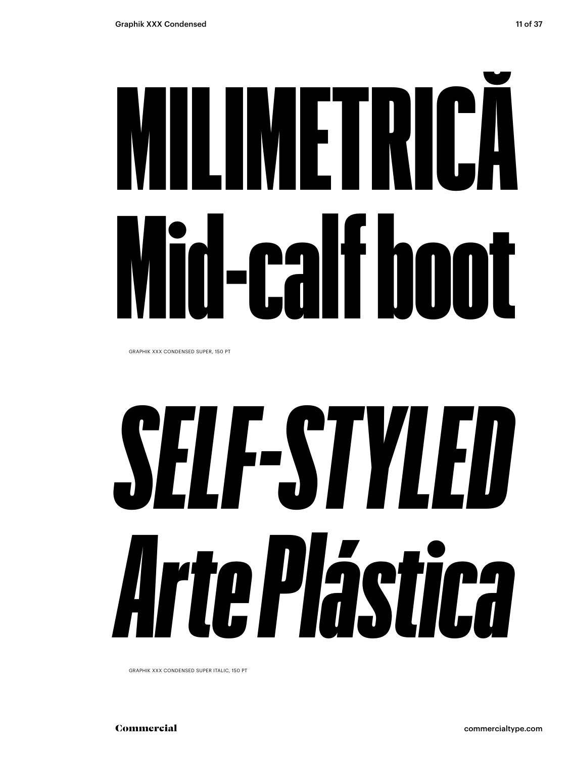# MILIMETRICĂ Mid-calf boot

GRAPHIK XXX CONDENSED SUPER, 150 PT

# *SELF-STYLED Arte Plástica*

GRAPHIK XXX CONDENSED SUPER ITALIC, 150 PT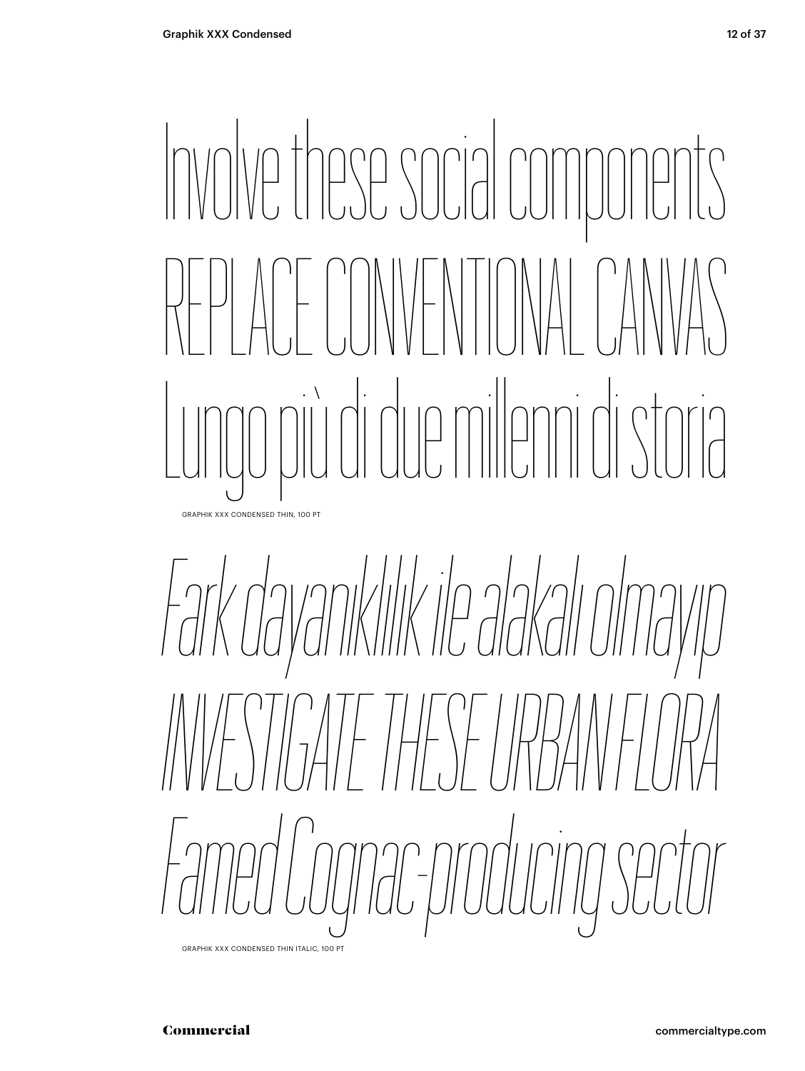Involve these social components
REPLACE CONVENTIONAL CANVAS
Lungo più di due millenni di storia

GRAPHIK XXX CONDENSED THIN, 100 PT

*Fark dayanıklılık ile alakalı olmayıp*
*INVESTIGATE THESE URBAN FLORA*
*Famed Cognac-producing sector*

GRAPHIK XXX CONDENSED THIN ITALIC, 100 PT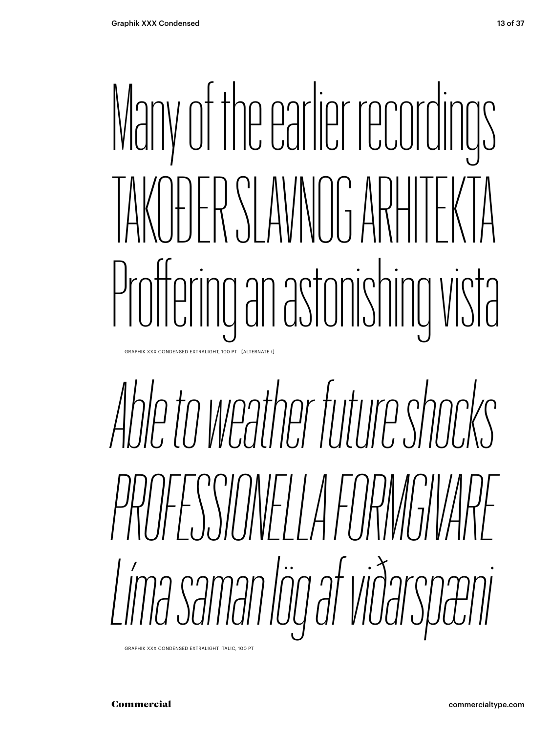Many of the earlier recordings
TAKOĐER SLAVNOG ARHITEKTA
Proffering an astonishing vista

GRAPHIK XXX CONDENSED EXTRALIGHT, 100 PT [ALTERNATE t]

*Able to weather future shocks*
*PROFESSIONELLA FORMGIVARE*
*Líma saman lög af viðarspæni*

GRAPHIK XXX CONDENSED EXTRALIGHT ITALIC, 100 PT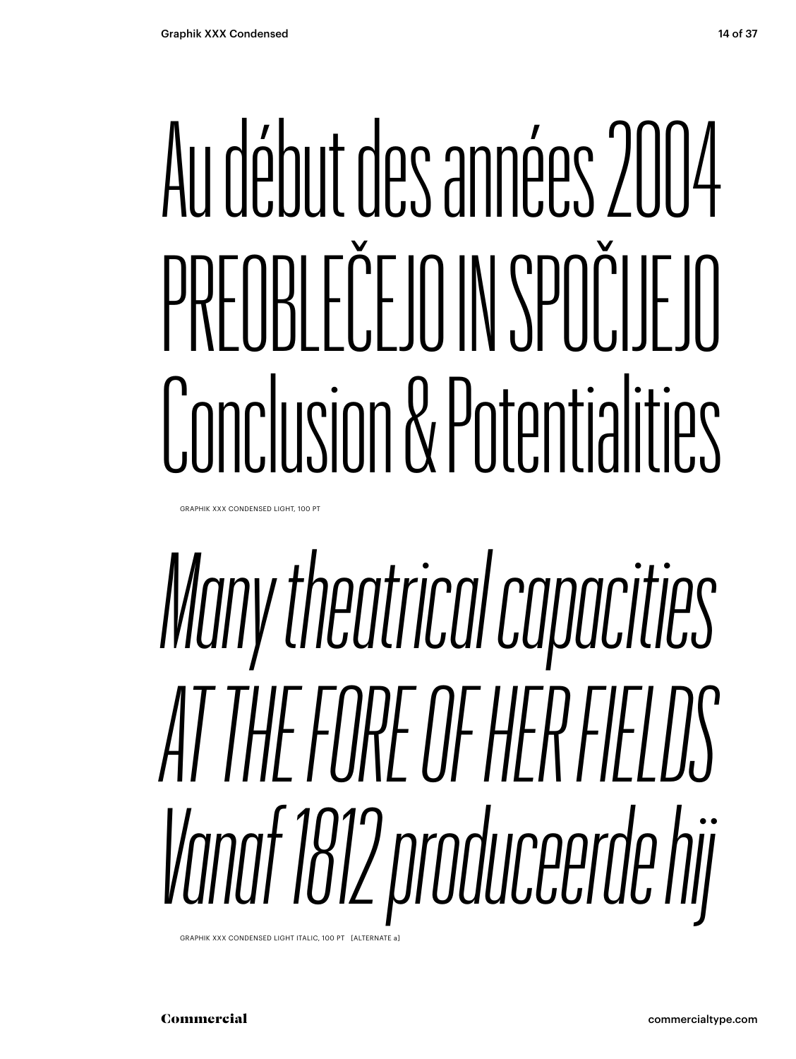Au début des années 2004
PREOBLEČEJO IN SPOČIJEJO
Conclusion & Potentialities

GRAPHIK XXX CONDENSED LIGHT, 100 PT

*Many theatrical capacities*
*AT THE FORE OF HER FIELDS*
*Vanaf 1812 produceerde hij*

GRAPHIK XXX CONDENSED LIGHT ITALIC, 100 PT [ALTERNATE a]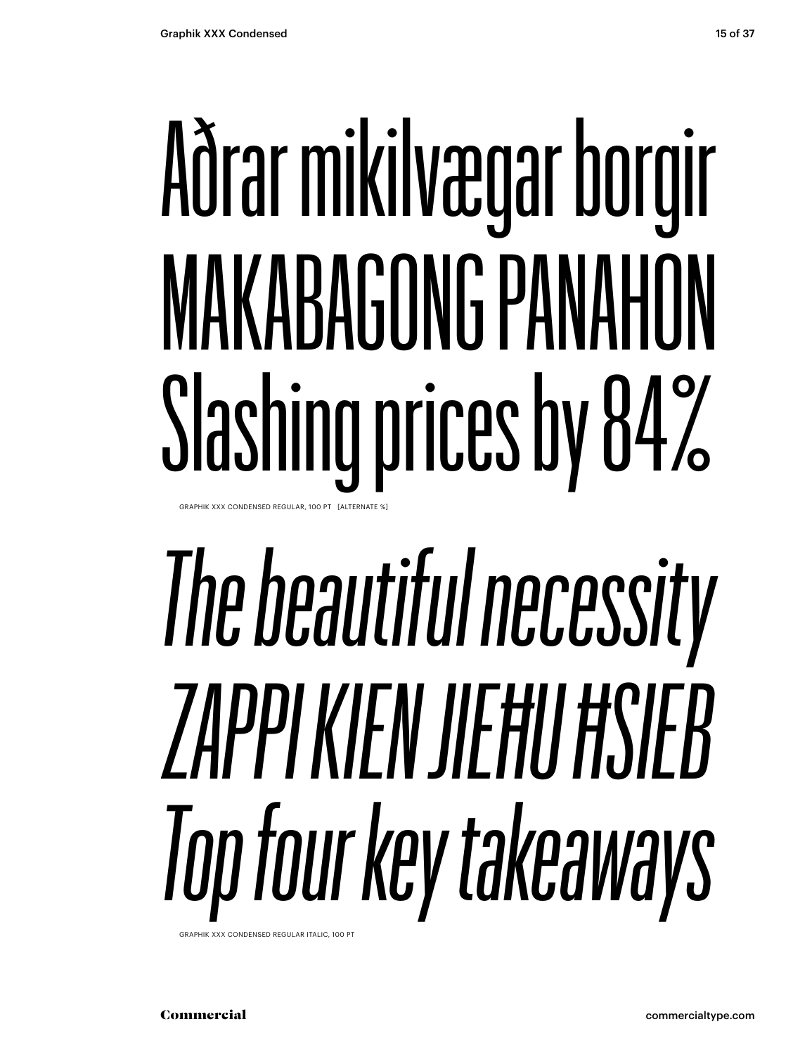Aðrar mikilvægar borgir
MAKABAGONG PANAHON
Slashing prices by 84%

GRAPHIK XXX CONDENSED REGULAR, 100 PT [ALTERNATE %]

*The beautiful necessity*
*ZAPPI KIEN JIEĦU ĦSIEB*
*Top four key takeaways*

GRAPHIK XXX CONDENSED REGULAR ITALIC, 100 PT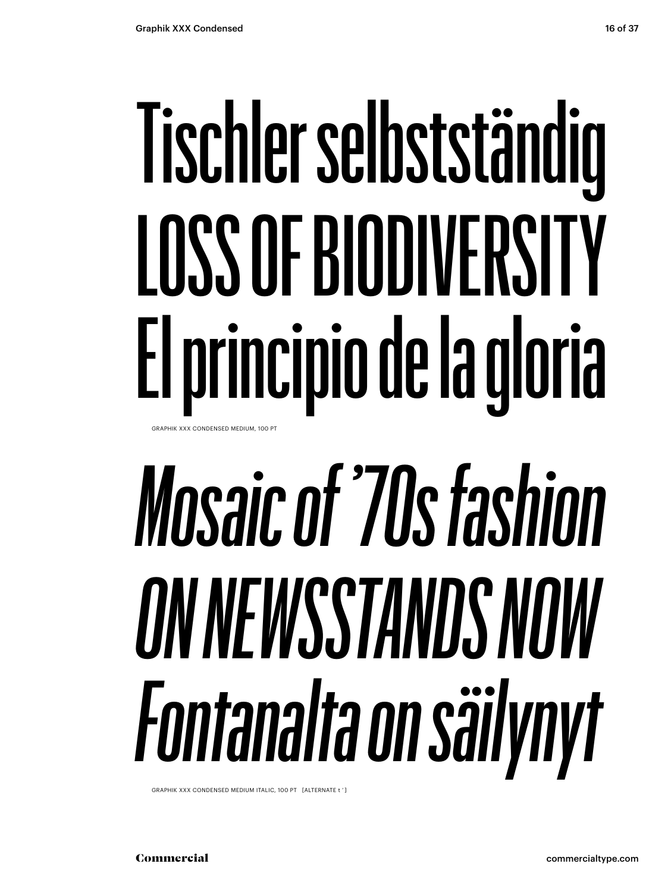# Tischler selbstständig LOSS OF BIODIVERSITY El principio de la gloria

GRAPHIK XXX CONDENSED MEDIUM, 100 PT

# *Mosaic of ’70s fashion ON NEWSSTANDS NOW Fontanalta on säilynyt*

GRAPHIK XXX CONDENSED MEDIUM ITALIC, 100 PT [ALTERNATE t ′ ]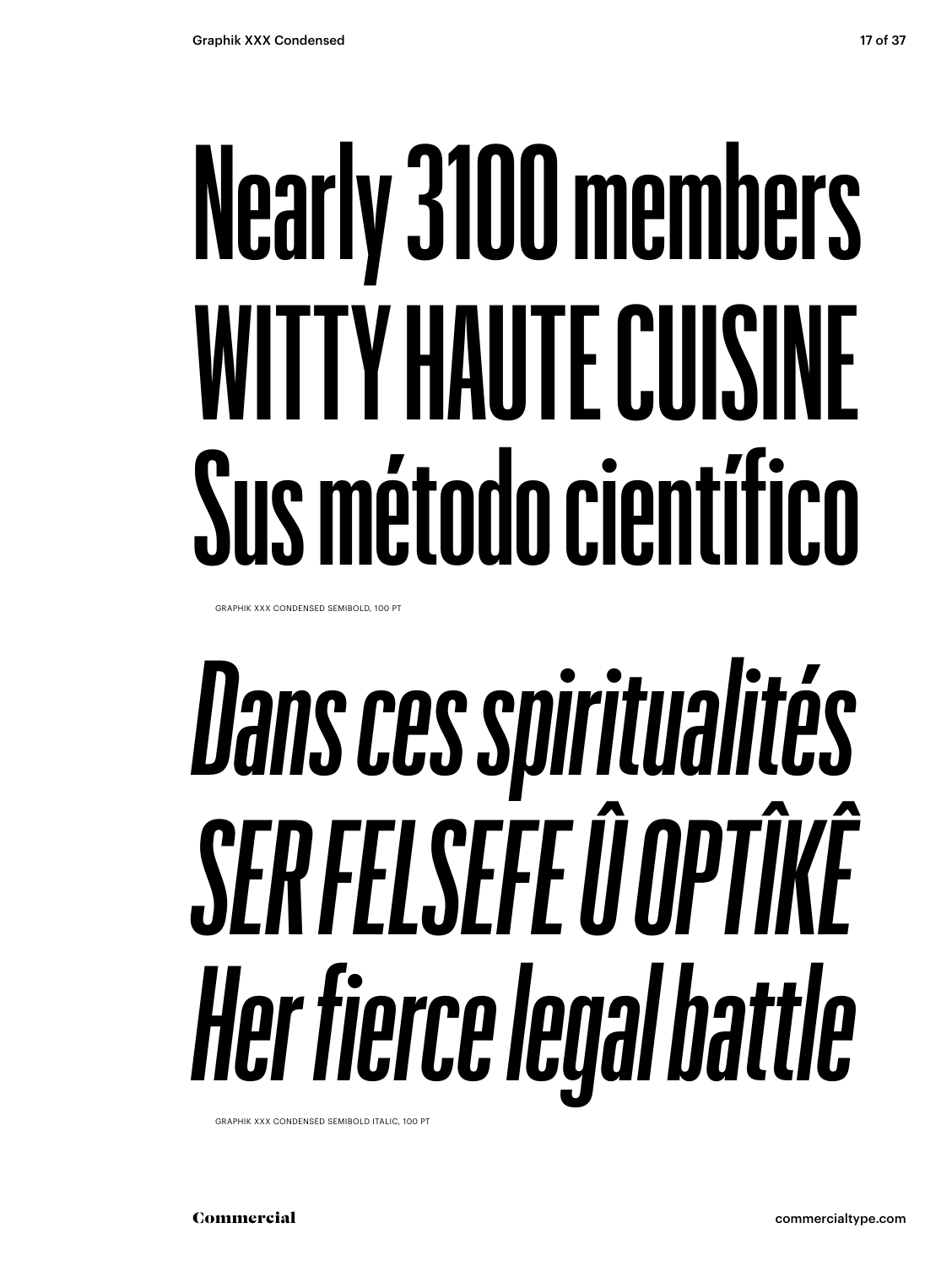Nearly 3100 members
WITTY HAUTE CUISINE
Sus método científico

GRAPHIK XXX CONDENSED SEMIBOLD, 100 PT

*Dans ces spiritualités*
*SER FELSEFE Û OPTÎKÊ*
*Her fierce legal battle*

GRAPHIK XXX CONDENSED SEMIBOLD ITALIC, 100 PT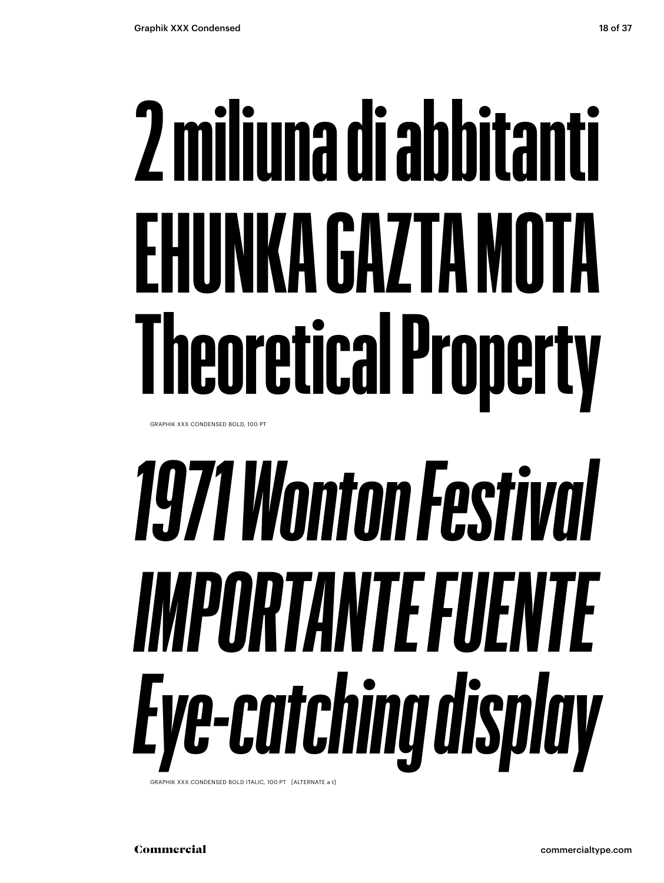# 2 miliuna di abbitanti
# EHUNKA GAZTA MOTA
# Theoretical Property

GRAPHIK XXX CONDENSED BOLD, 100 PT

# *1971 Wonton Festival*
# *IMPORTANTE FUENTE*
# *Eye-catching display*

GRAPHIK XXX CONDENSED BOLD ITALIC, 100 PT [ALTERNATE a t]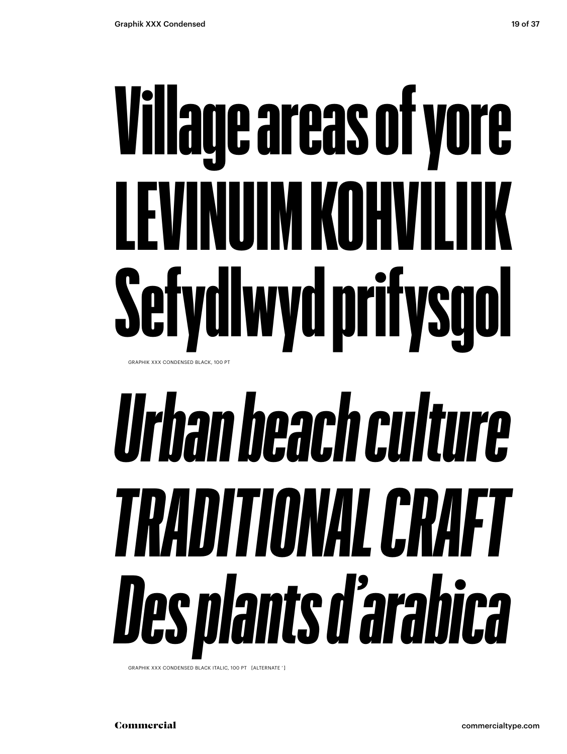Village areas of yore
LEVINUIM KOHVILIIK
Sefydlwyd prifysgol

GRAPHIK XXX CONDENSED BLACK, 100 PT

*Urban beach culture*
*TRADITIONAL CRAFT*
*Des plants d’arabica*

GRAPHIK XXX CONDENSED BLACK ITALIC, 100 PT [ALTERNATE ’]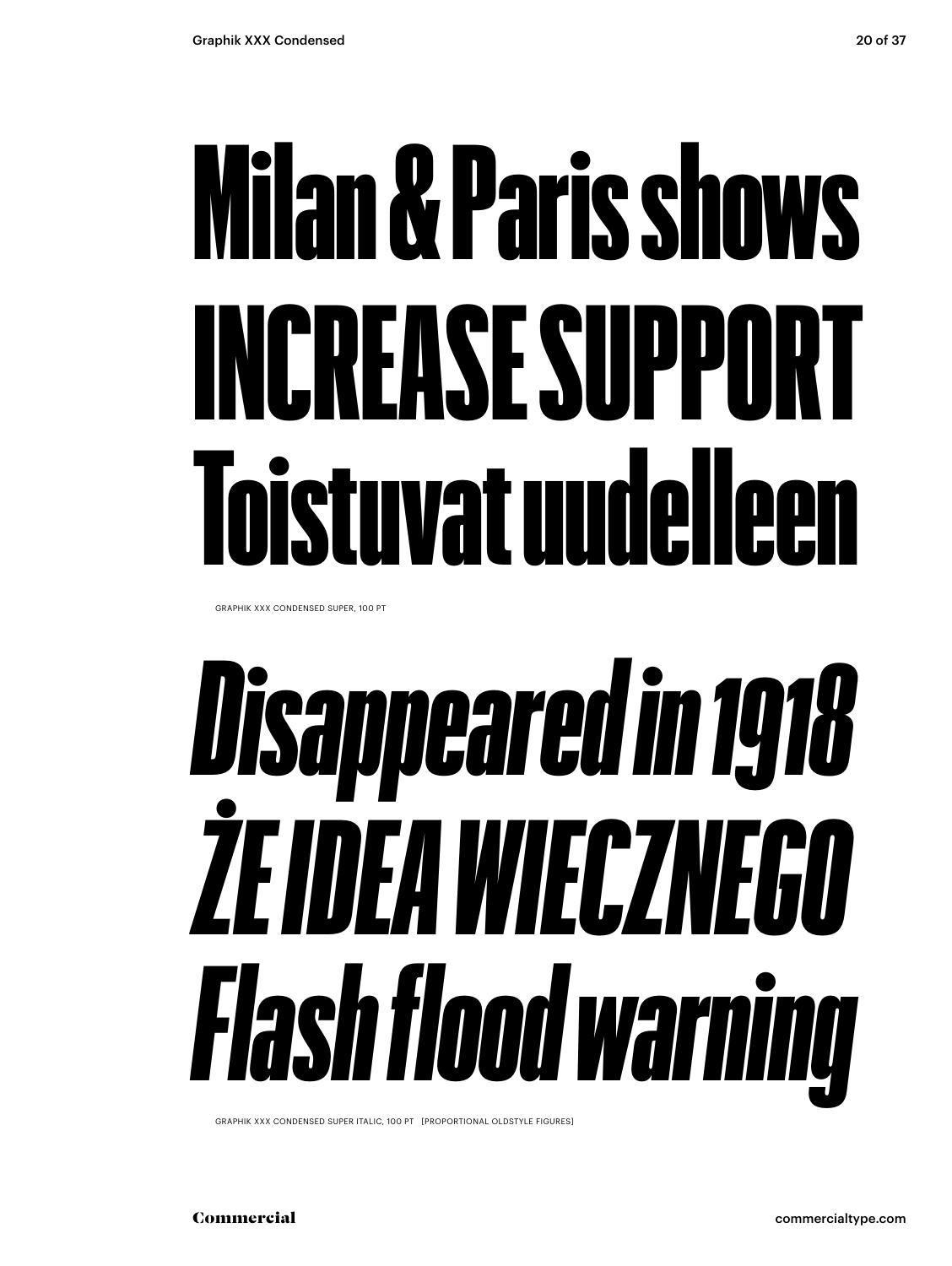Milan & Paris shows
INCREASE SUPPORT
Toistuvat uudelleen

GRAPHIK XXX CONDENSED SUPER, 100 PT

*Disappeared in 1918*
*ŻE IDEA WIECZNEGO*
*Flash flood warning*

GRAPHIK XXX CONDENSED SUPER ITALIC, 100 PT [PROPORTIONAL OLDSTYLE FIGURES]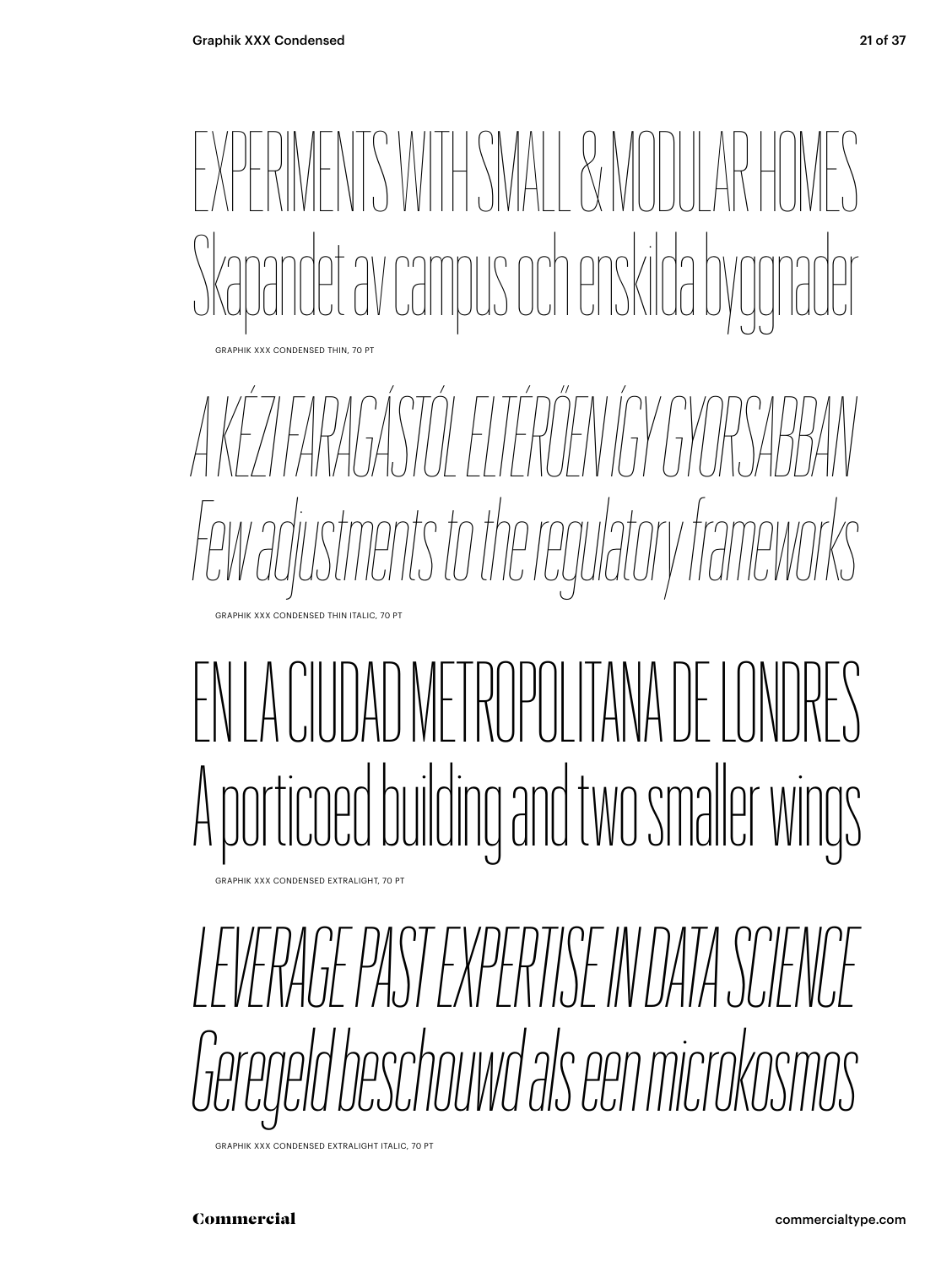EXPERIMENTS WITH SMALL & MODULAR HOMES
Skapandet av campus och enskilda byggnader

GRAPHIK XXX CONDENSED THIN, 70 PT

*A KÉZI FARAGÁSTÓL ELTÉRŐEN ÍGY GYORSABBAN*
*Few adjustments to the regulatory frameworks*

GRAPHIK XXX CONDENSED THIN ITALIC, 70 PT

EN LA CIUDAD METROPOLITANA DE LONDRES
A porticoed building and two smaller wings

GRAPHIK XXX CONDENSED EXTRALIGHT, 70 PT

*LEVERAGE PAST EXPERTISE IN DATA SCIENCE*
*Geregeld beschouwd als een microkosmos*

GRAPHIK XXX CONDENSED EXTRALIGHT ITALIC, 70 PT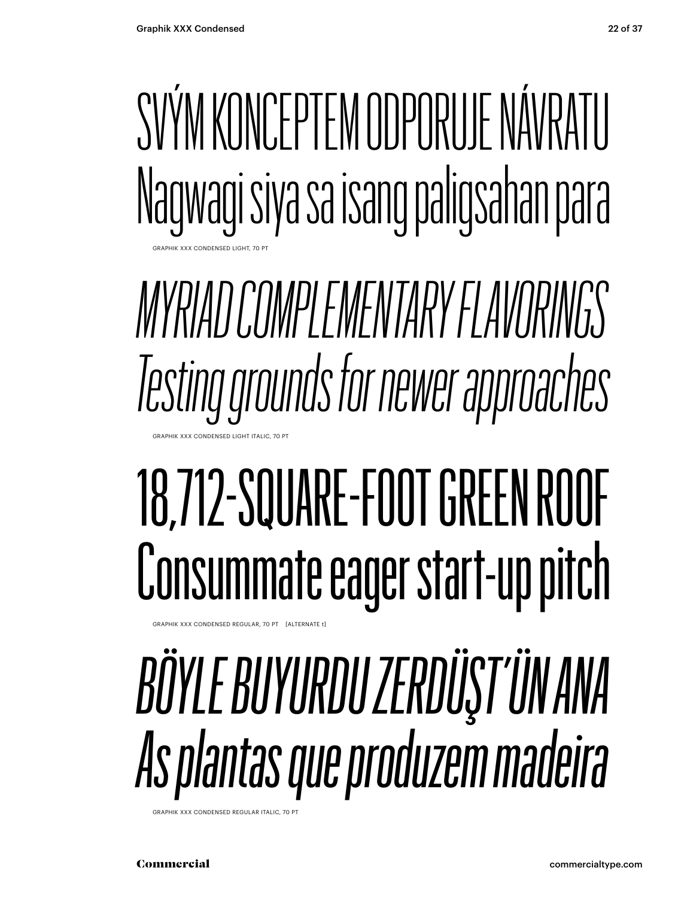SVÝM KONCEPTEM ODPORUJE NÁVRATU
Nagwagi siya sa isang paligsahan para

GRAPHIK XXX CONDENSED LIGHT, 70 PT

*MYRIAD COMPLEMENTARY FLAVORINGS*
*Testing grounds for newer approaches*

GRAPHIK XXX CONDENSED LIGHT ITALIC, 70 PT

18,712-SQUARE-FOOT GREEN ROOF
Consummate eager start-up pitch

GRAPHIK XXX CONDENSED REGULAR, 70 PT [ALTERNATE t]

*BÖYLE BUYURDU ZERDÜŞT'ÜN ANA*
*As plantas que produzem madeira*

GRAPHIK XXX CONDENSED REGULAR ITALIC, 70 PT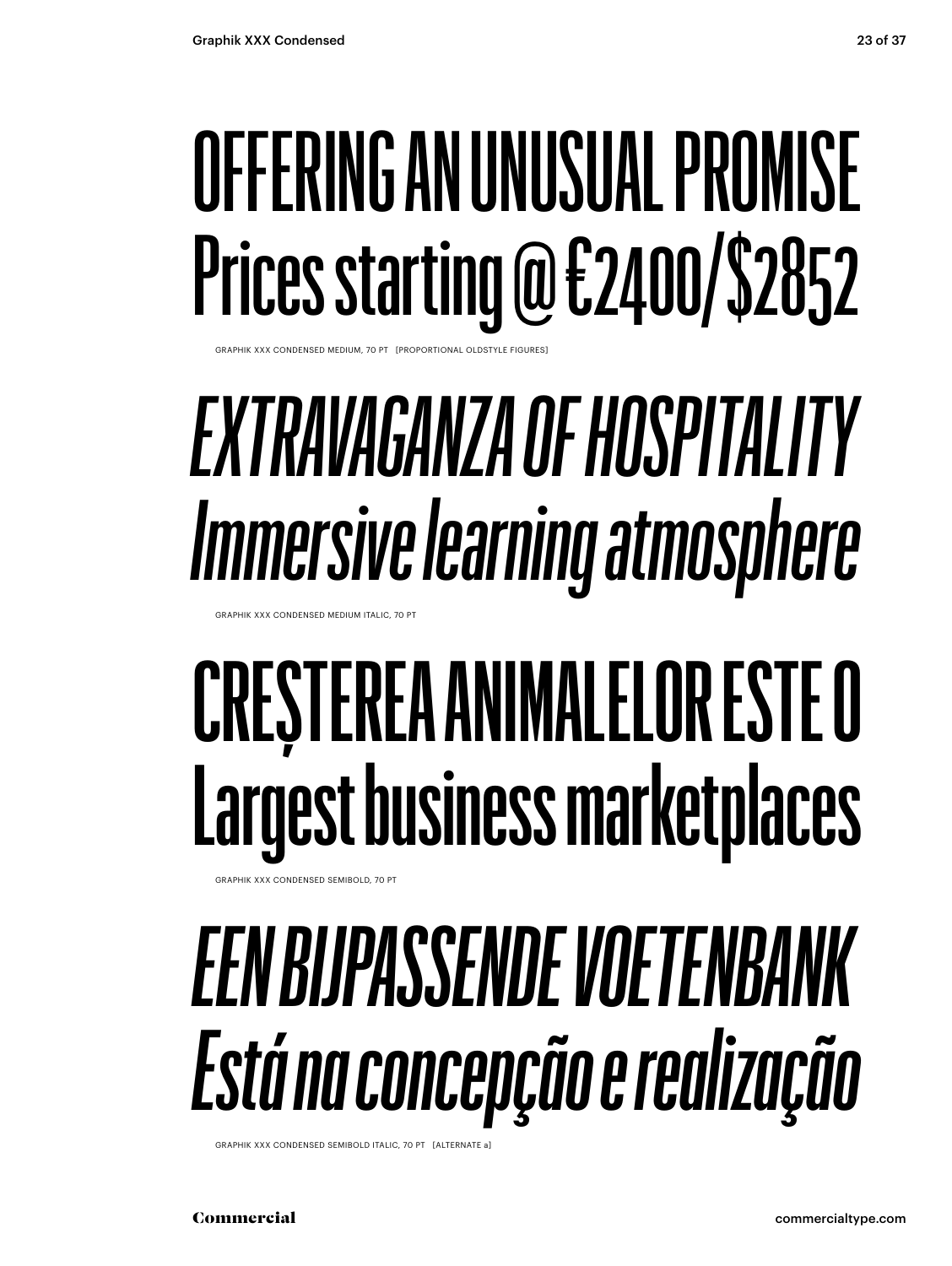OFFERING AN UNUSUAL PROMISE
Prices starting @ €2400/$2852

GRAPHIK XXX CONDENSED MEDIUM, 70 PT [PROPORTIONAL OLDSTYLE FIGURES]

*EXTRAVAGANZA OF HOSPITALITY*
*Immersive learning atmosphere*

GRAPHIK XXX CONDENSED MEDIUM ITALIC, 70 PT

CREȘTEREA ANIMALELOR ESTE O
Largest business marketplaces

GRAPHIK XXX CONDENSED SEMIBOLD, 70 PT

*EEN BIJPASSENDE VOETENBANK*
*Está na concepção e realização*

GRAPHIK XXX CONDENSED SEMIBOLD ITALIC, 70 PT [ALTERNATE a]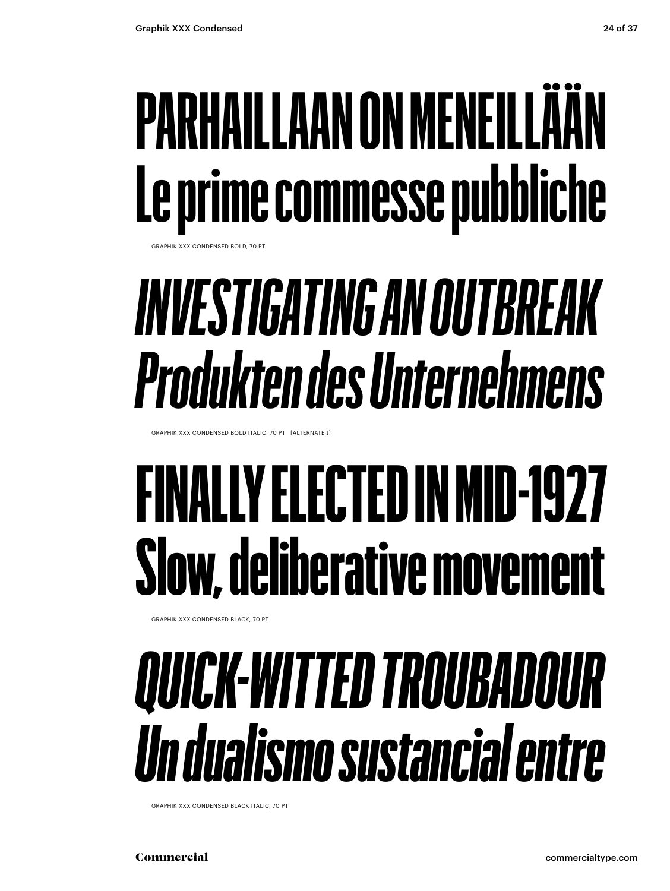**PARHAILLAAN ON MENEILLÄÄN**
**Le prime commesse pubbliche**

GRAPHIK XXX CONDENSED BOLD, 70 PT

***INVESTIGATING AN OUTBREAK***
***Produkten des Unternehmens***

GRAPHIK XXX CONDENSED BOLD ITALIC, 70 PT [ALTERNATE t]

**FINALLY ELECTED IN MID-1927**
**Slow, deliberative movement**

GRAPHIK XXX CONDENSED BLACK, 70 PT

***QUICK-WITTED TROUBADOUR***
***Un dualismo sustancial entre***

GRAPHIK XXX CONDENSED BLACK ITALIC, 70 PT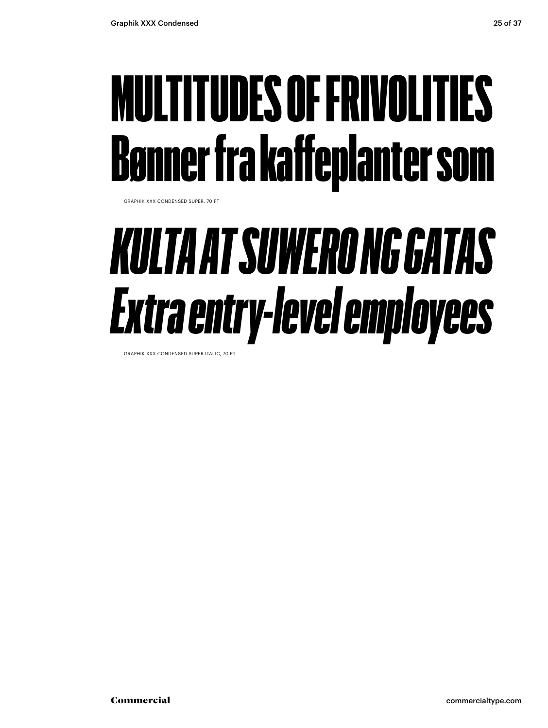MULTITUDES OF FRIVOLITIES
Bønner fra kaffeplanter som

GRAPHIK XXX CONDENSED SUPER, 70 PT

*KULTA AT SUWERO NG GATAS*
*Extra entry-level employees*

GRAPHIK XXX CONDENSED SUPER ITALIC, 70 PT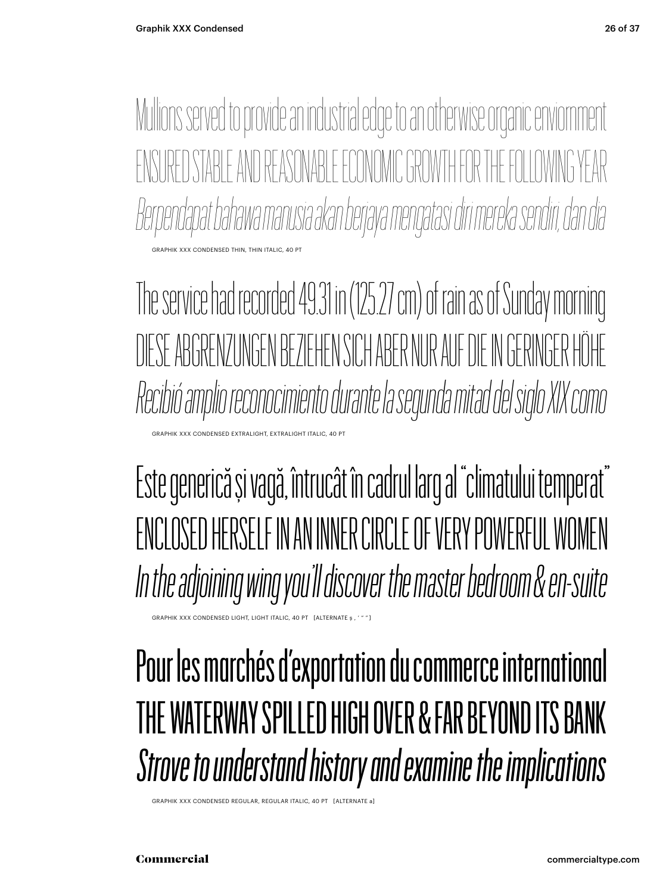Mullions served to provide an industrial edge to an otherwise organic enviornment

ENSURED STABLE AND REASONABLE ECONOMIC GROWTH FOR THE FOLLOWING YEAR

*Berpendapat bahawa manusia akan berjaya mengatasi diri mereka sendiri, dan dia*

GRAPHIK XXX CONDENSED THIN, THIN ITALIC, 40 PT

The service had recorded 49.31 in (125.27 cm) of rain as of Sunday morning

DIESE ABGRENZUNGEN BEZIEHEN SICH ABER NUR AUF DIE IN GERINGER HÖHE

*Recibió amplio reconocimiento durante la segunda mitad del siglo XIX como*

GRAPHIK XXX CONDENSED EXTRALIGHT, EXTRALIGHT ITALIC, 40 PT

Este generică și vagă, întrucât în cadrul larg al "climatului temperat"

ENCLOSED HERSELF IN AN INNER CIRCLE OF VERY POWERFUL WOMEN

*In the adjoining wing you'll discover the master bedroom & en-suite*

GRAPHIK XXX CONDENSED LIGHT, LIGHT ITALIC, 40 PT [ALTERNATE ș , ' " "]

Pour les marchés d'exportation du commerce international

THE WATERWAY SPILLED HIGH OVER & FAR BEYOND ITS BANK

*Strove to understand history and examine the implications*

GRAPHIK XXX CONDENSED REGULAR, REGULAR ITALIC, 40 PT [ALTERNATE a]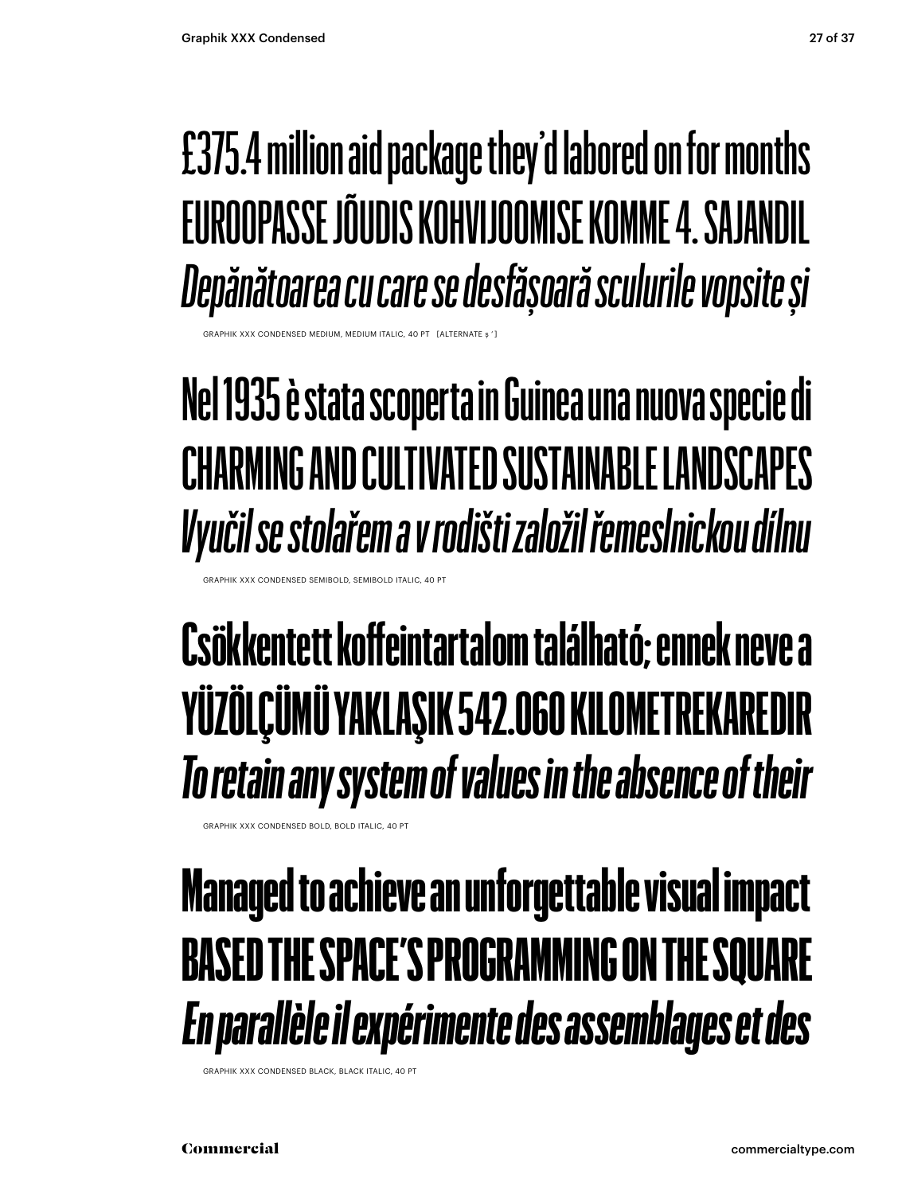£375.4 million aid package they'd labored on for months

EUROOPASSE JÕUDIS KOHVIJOOMISE KOMME 4. SAJANDIL

*Depănătoarea cu care se desfășoară sculurile vopsite și*

GRAPHIK XXX CONDENSED MEDIUM, MEDIUM ITALIC, 40 PT [ALTERNATE ş ']

Nel 1935 è stata scoperta in Guinea una nuova specie di

CHARMING AND CULTIVATED SUSTAINABLE LANDSCAPES

*Vyučil se stolařem a v rodišti založil řemeslnickou dílnu*

GRAPHIK XXX CONDENSED SEMIBOLD, SEMIBOLD ITALIC, 40 PT

**Csökkentett koffeintartalom található; ennek neve a**

**YÜZÖLÇÜMÜ YAKLAŞIK 542.060 KILOMETREKAREDIR**

***To retain any system of values in the absence of their***

GRAPHIK XXX CONDENSED BOLD, BOLD ITALIC, 40 PT

**Managed to achieve an unforgettable visual impact**

**BASED THE SPACE'S PROGRAMMING ON THE SQUARE**

***En parallèle il expérimente des assemblages et des***

GRAPHIK XXX CONDENSED BLACK, BLACK ITALIC, 40 PT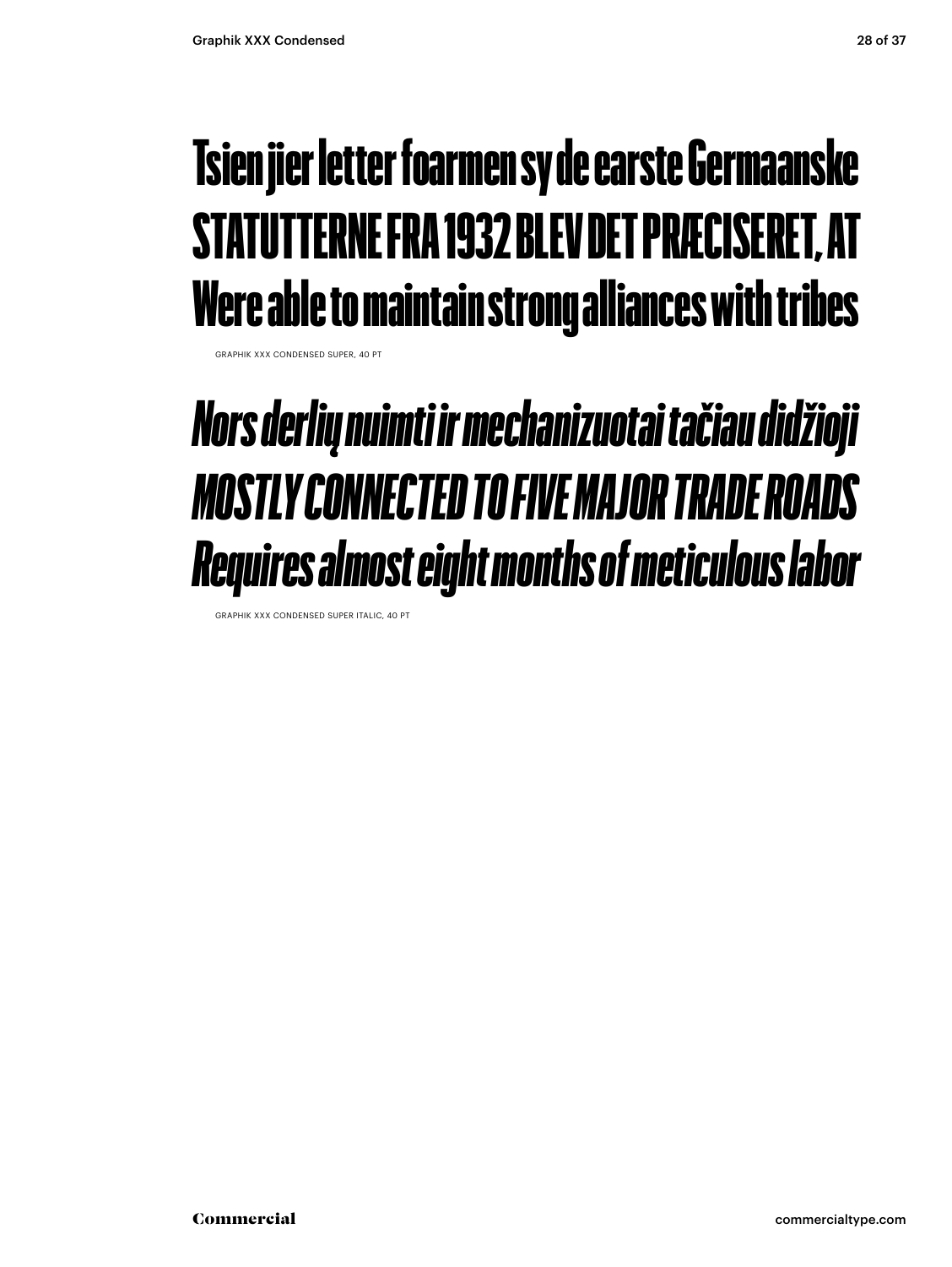Tsien jier letter foarmen sy de earste Germaanske
STATUTTERNE FRA 1932 BLEV DET PRÆCISERET, AT
Were able to maintain strong alliances with tribes

GRAPHIK XXX CONDENSED SUPER, 40 PT

*Nors derlių nuimti ir mechanizuotai tačiau didžioji*
*MOSTLY CONNECTED TO FIVE MAJOR TRADE ROADS*
*Requires almost eight months of meticulous labor*

GRAPHIK XXX CONDENSED SUPER ITALIC, 40 PT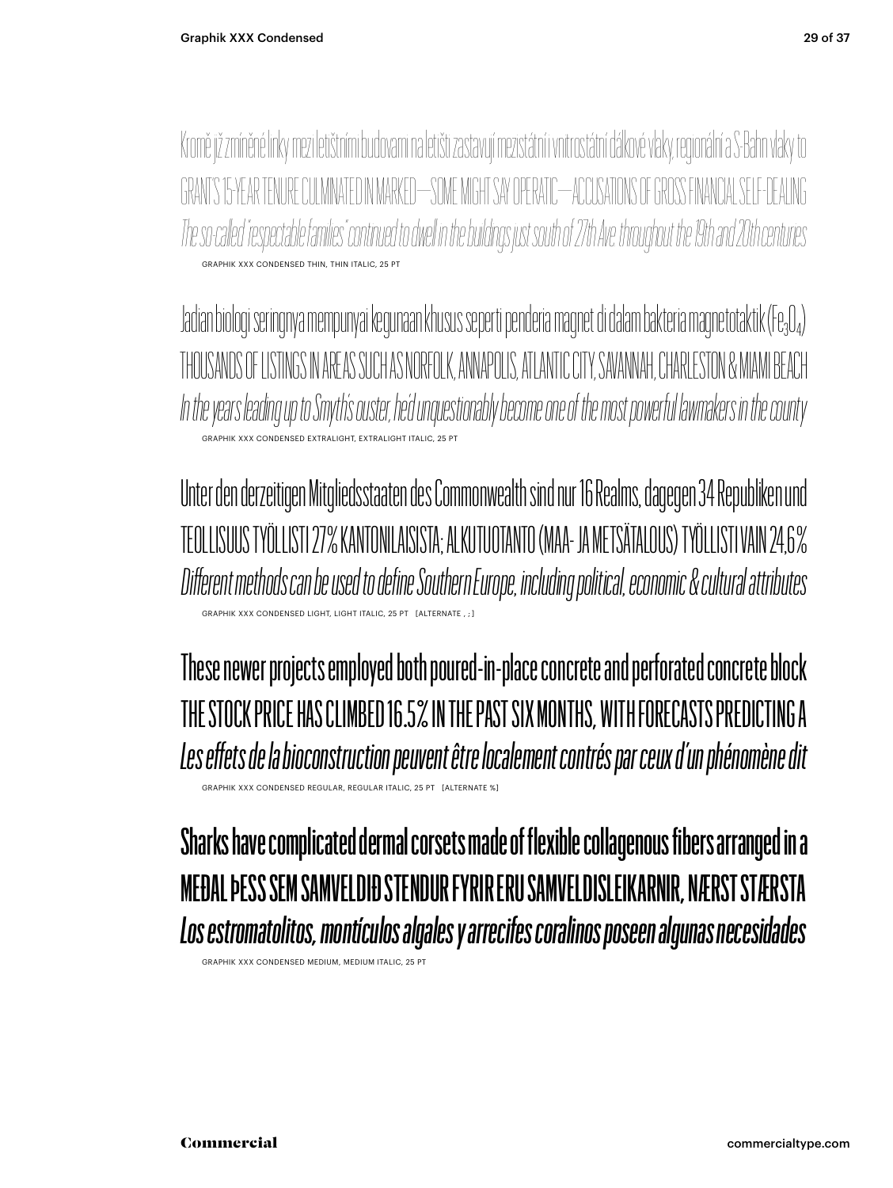Kromě již zmíněné linky mezi letištními budovami na letišti zastavují mezistátní i vnitrostátní dálkové vlaky, regionální a S-Bahn vlaky to

GRANT'S 15-YEAR TENURE CULMINATED IN MARKED—SOME MIGHT SAY OPERATIC—ACCUSATIONS OF GROSS FINANCIAL SELF-DEALING

*The so-called "respectable families" continued to dwell in the buildings just south of 27th Ave throughout the 19th and 20th centuries*

GRAPHIK XXX CONDENSED THIN, THIN ITALIC, 25 PT

Jadian biologi seringnya mempunyai kegunaan khusus seperti penderia magnet di dalam bakteria magnetotaktik ($Fe_3O_4$)

THOUSANDS OF LISTINGS IN AREAS SUCH AS NORFOLK, ANNAPOLIS, ATLANTIC CITY, SAVANNAH, CHARLESTON & MIAMI BEACH

*In the years leading up to Smyth's ouster, he'd unquestionably become one of the most powerful lawmakers in the county*

GRAPHIK XXX CONDENSED EXTRALIGHT, EXTRALIGHT ITALIC, 25 PT

Unter den derzeitigen Mitgliedsstaaten des Commonwealth sind nur 16 Realms, dagegen 34 Republiken und

TEOLLISUUS TYÖLLISTI 27% KANTONILAISISTA; ALKUTUOTANTO (MAA- JA METSÄTALOUS) TYÖLLISTI VAIN 24,6%

*Different methods can be used to define Southern Europe, including political, economic & cultural attributes*

GRAPHIK XXX CONDENSED LIGHT, LIGHT ITALIC, 25 PT [ALTERNATE , ; ]

These newer projects employed both poured-in-place concrete and perforated concrete block

THE STOCK PRICE HAS CLIMBED 16.5% IN THE PAST SIX MONTHS, WITH FORECASTS PREDICTING A

*Les effets de la bioconstruction peuvent être localement contrés par ceux d'un phénomène dit*

GRAPHIK XXX CONDENSED REGULAR, REGULAR ITALIC, 25 PT [ALTERNATE %]

Sharks have complicated dermal corsets made of flexible collagenous fibers arranged in a

MEÐAL ÞESS SEM SAMVELDIÐ STENDUR FYRIR ERU SAMVELDISLEIKARNIR, NÆRST STÆRSTA

*Los estromatolitos, montículos algales y arrecifes coralinos poseen algunas necesidades*

GRAPHIK XXX CONDENSED MEDIUM, MEDIUM ITALIC, 25 PT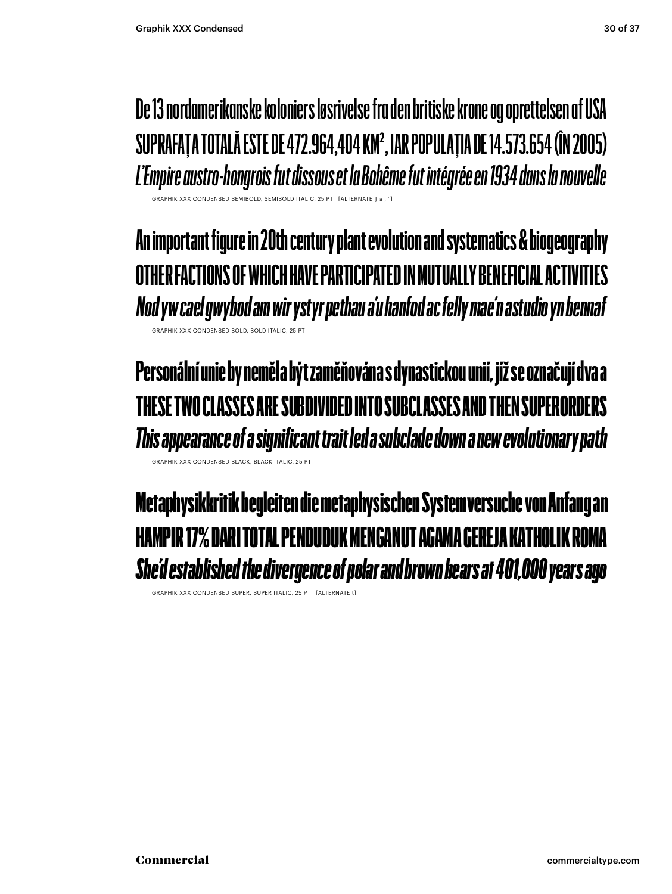De 13 nordamerikanske koloniers løsrivelse fra den britiske krone og oprettelsen af USA

SUPRAFAȚA TOTALĂ ESTE DE 472.964,404 KM², IAR POPULAȚIA DE 14.573.654 (ÎN 2005)

*L'Empire austro-hongrois fut dissous et la Bohême fut intégrée en 1934 dans la nouvelle*

GRAPHIK XXX CONDENSED SEMIBOLD, SEMIBOLD ITALIC, 25 PT [ALTERNATE Ț a , ' ]

**An important figure in 20th century plant evolution and systematics & biogeography**

**OTHER FACTIONS OF WHICH HAVE PARTICIPATED IN MUTUALLY BENEFICIAL ACTIVITIES**

***Nod yw cael gwybod am wir ystyr pethau á'u hanfod ac felly mae'n astudio yn bennaf***

GRAPHIK XXX CONDENSED BOLD, BOLD ITALIC, 25 PT

**Personální unie by neměla být zaměňována s dynastickou unií, jíž se označují dva a**

**THESE TWO CLASSES ARE SUBDIVIDED INTO SUBCLASSES AND THEN SUPERORDERS**

***This appearance of a significant trait led a subclade down a new evolutionary path***

GRAPHIK XXX CONDENSED BLACK, BLACK ITALIC, 25 PT

**Metaphysikkritik begleiten die metaphysischen Systemversuche von Anfang an**

**HAMPIR 17% DARI TOTAL PENDUDUK MENGANUT AGAMA GEREJA KATHOLIK ROMA**

***She'd established the divergence of polar and brown bears at 401,000 years ago***

GRAPHIK XXX CONDENSED SUPER, SUPER ITALIC, 25 PT [ALTERNATE t]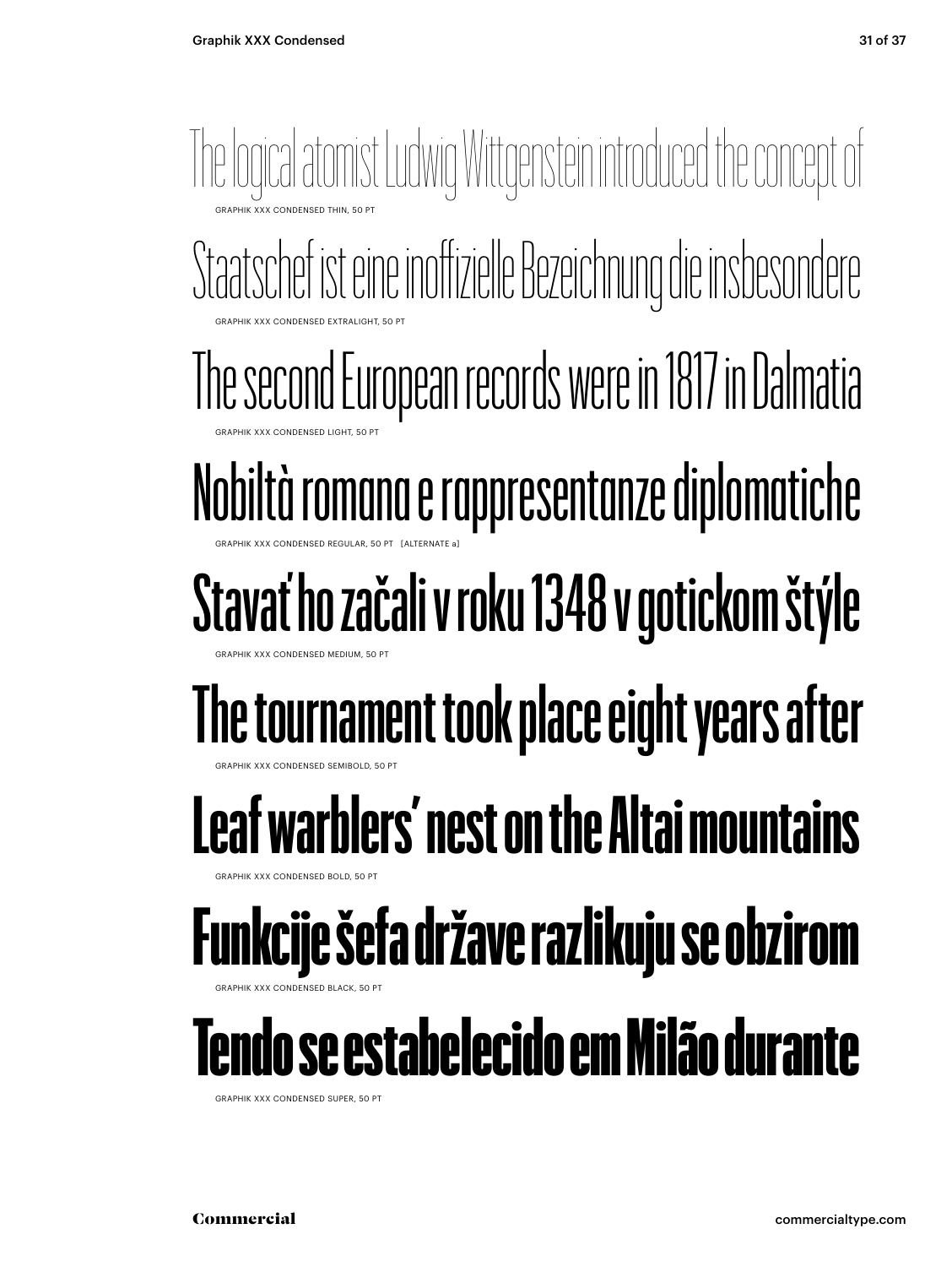The logical atomist Ludwig Wittgenstein introduced the concept of

GRAPHIK XXX CONDENSED THIN, 50 PT

Staatschef ist eine inoffizielle Bezeichnung die insbesondere

GRAPHIK XXX CONDENSED EXTRALIGHT, 50 PT

The second European records were in 1817 in Dalmatia

GRAPHIK XXX CONDENSED LIGHT, 50 PT

Nobiltà romana e rappresentanze diplomatiche

GRAPHIK XXX CONDENSED REGULAR, 50 PT [ALTERNATE a]

Stavať ho začali v roku 1348 v gotickom štýle

GRAPHIK XXX CONDENSED MEDIUM, 50 PT

The tournament took place eight years after

GRAPHIK XXX CONDENSED SEMIBOLD, 50 PT

Leaf warblers' nest on the Altai mountains

GRAPHIK XXX CONDENSED BOLD, 50 PT

Funkcije šefa države razlikuju se obzirom

GRAPHIK XXX CONDENSED BLACK, 50 PT

Tendo se estabelecido em Milão durante

GRAPHIK XXX CONDENSED SUPER, 50 PT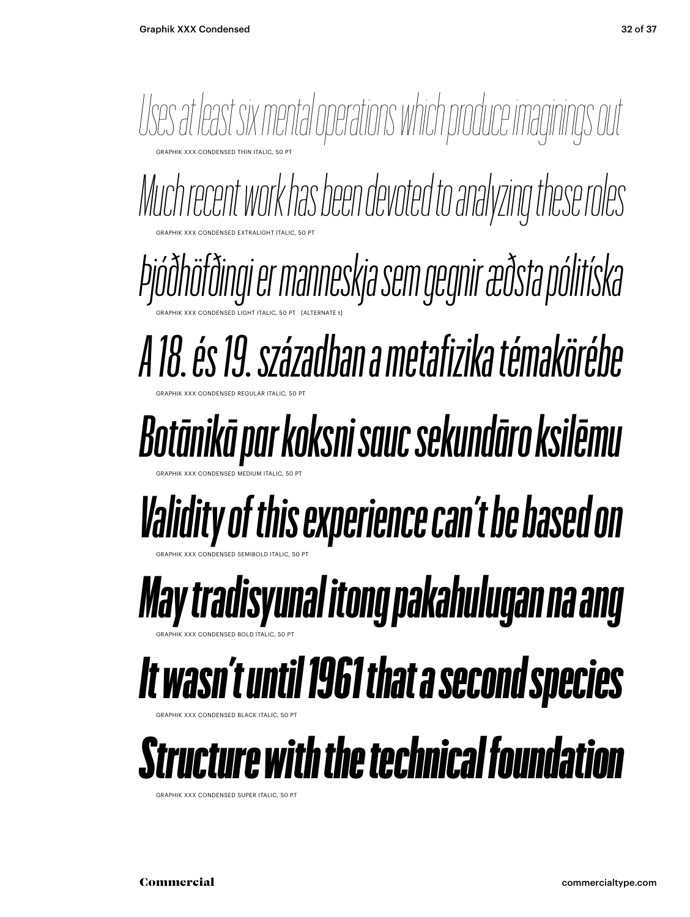*Uses at least six mental operations which produce imaginings out*

GRAPHIK XXX CONDENSED THIN ITALIC, 50 PT

*Much recent work has been devoted to analyzing these roles*

GRAPHIK XXX CONDENSED EXTRALIGHT ITALIC, 50 PT

*Þjóðhöfðingi er manneskja sem gegnir æðsta pólitíska*

GRAPHIK XXX CONDENSED LIGHT ITALIC, 50 PT [ALTERNATE t]

*A 18. és 19. században a metafizika témakörébe*

GRAPHIK XXX CONDENSED REGULAR ITALIC, 50 PT

*Botānikā par koksni sauc sekundāro ksilēmu*

GRAPHIK XXX CONDENSED MEDIUM ITALIC, 50 PT

*Validity of this experience can't be based on*

GRAPHIK XXX CONDENSED SEMIBOLD ITALIC, 50 PT

*May tradisyunal itong pakahulugan na ang*

GRAPHIK XXX CONDENSED BOLD ITALIC, 50 PT

*It wasn't until 1961 that a second species*

GRAPHIK XXX CONDENSED BLACK ITALIC, 50 PT

*Structure with the technical foundation*

GRAPHIK XXX CONDENSED SUPER ITALIC, 50 PT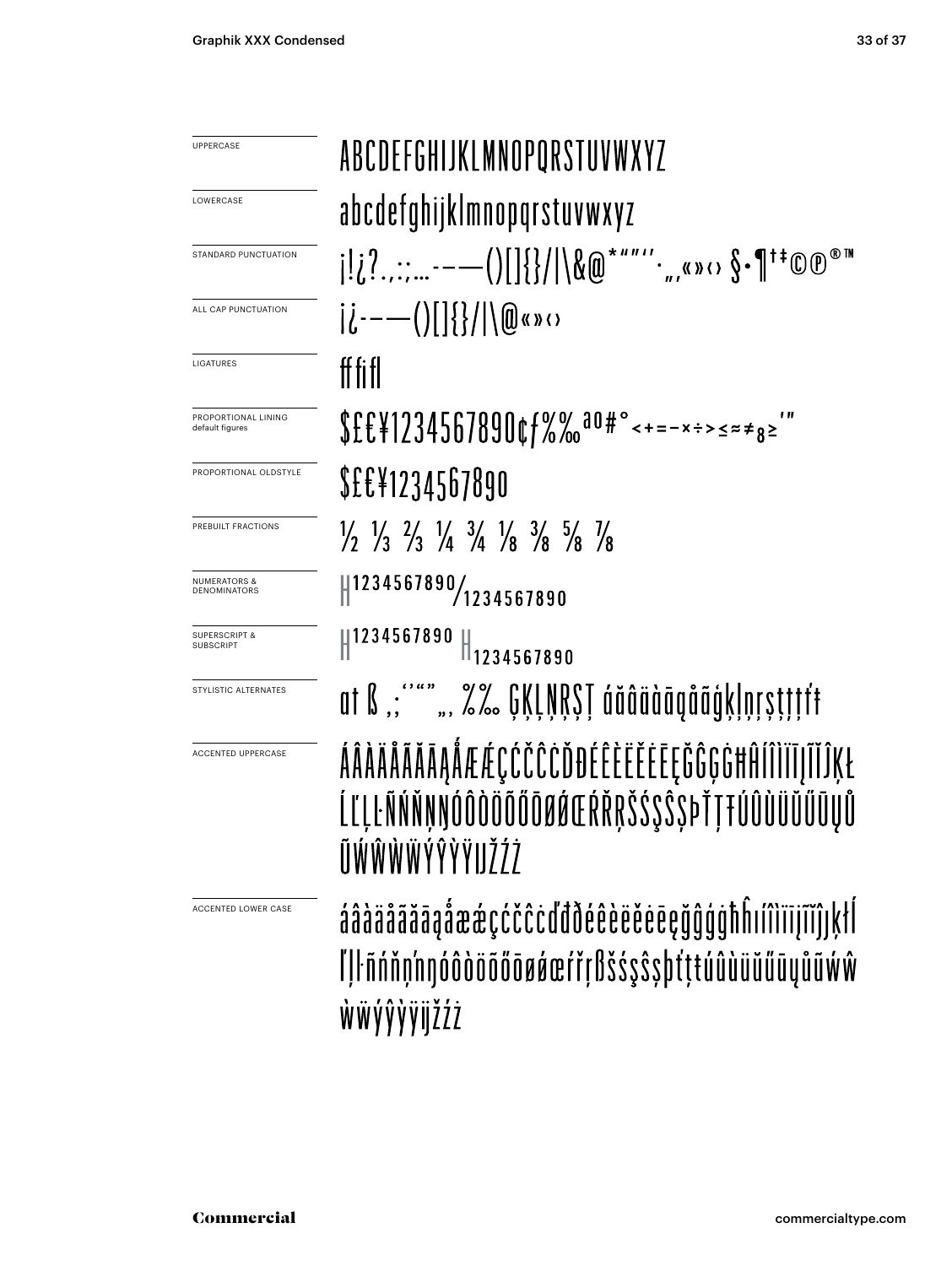| | |
|---|---|
| UPPERCASE | ABCDEFGHIJKLMNOPQRSTUVWXYZ |
| LOWERCASE | abcdefghijklmnopqrstuvwxyz |
| STANDARD PUNCTUATION | ¡!¿?.,:;…-–—()[]{}/\|\&@*"""''‚„«»‹› §•¶†‡©℗®™ |
| ALL CAP PUNCTUATION | ¡¿-–—()[]{}/\|\@«»‹› |
| LIGATURES | ff fi fl |
| PROPORTIONAL LINING default figures | $£€¥1234567890¢ƒ%‰ªº#°<+=−×÷>≤≈≠₈≥'" |
| PROPORTIONAL OLDSTYLE | $£€¥1234567890 |
| PREBUILT FRACTIONS | ½ ⅓ ⅔ ¼ ¾ ⅛ ⅜ ⅝ ⅞ |
| NUMERATORS & DENOMINATORS | H1234567890/1234567890 |
| SUPERSCRIPT & SUBSCRIPT | H1234567890 H1234567890 |
| STYLISTIC ALTERNATES | at ß ,;'‘"“„ %‰ ĢĶĻŅŖŞŢ áăâäàāąåãģķļņŗşţţťŧ |
| ACCENTED UPPERCASE | ÁÂÀÄÅÃĂĀĄǺÆǼÇĆČĈĊĎĐÉÊÈËĚĖĒĘĞĜĢĠĦĤÍÎÌÏĪĮĨĬĴĶŁĹĽĻĿÑŃŇŅŊÓÔÒÖÕŐŌØǾŒŔŘŖŠŚŞŜȘÞŤŢŦÚÛÙÜŬŰŪŲŮŨẂŴẀẄÝŶỲŸĲŽŹŻ |
| ACCENTED LOWER CASE | áâàäåãăāąǻæǽçćčĉċďđðéêèëěėēęğĝģġħĥıíîìïīįĩĭȷķłĺľļŀñńňņŋóôòöõőōøǿœŕřŗßšśşŝșþťţŧúûùüŭűūųůũẃŵẁẅýŷỳÿĳžźż |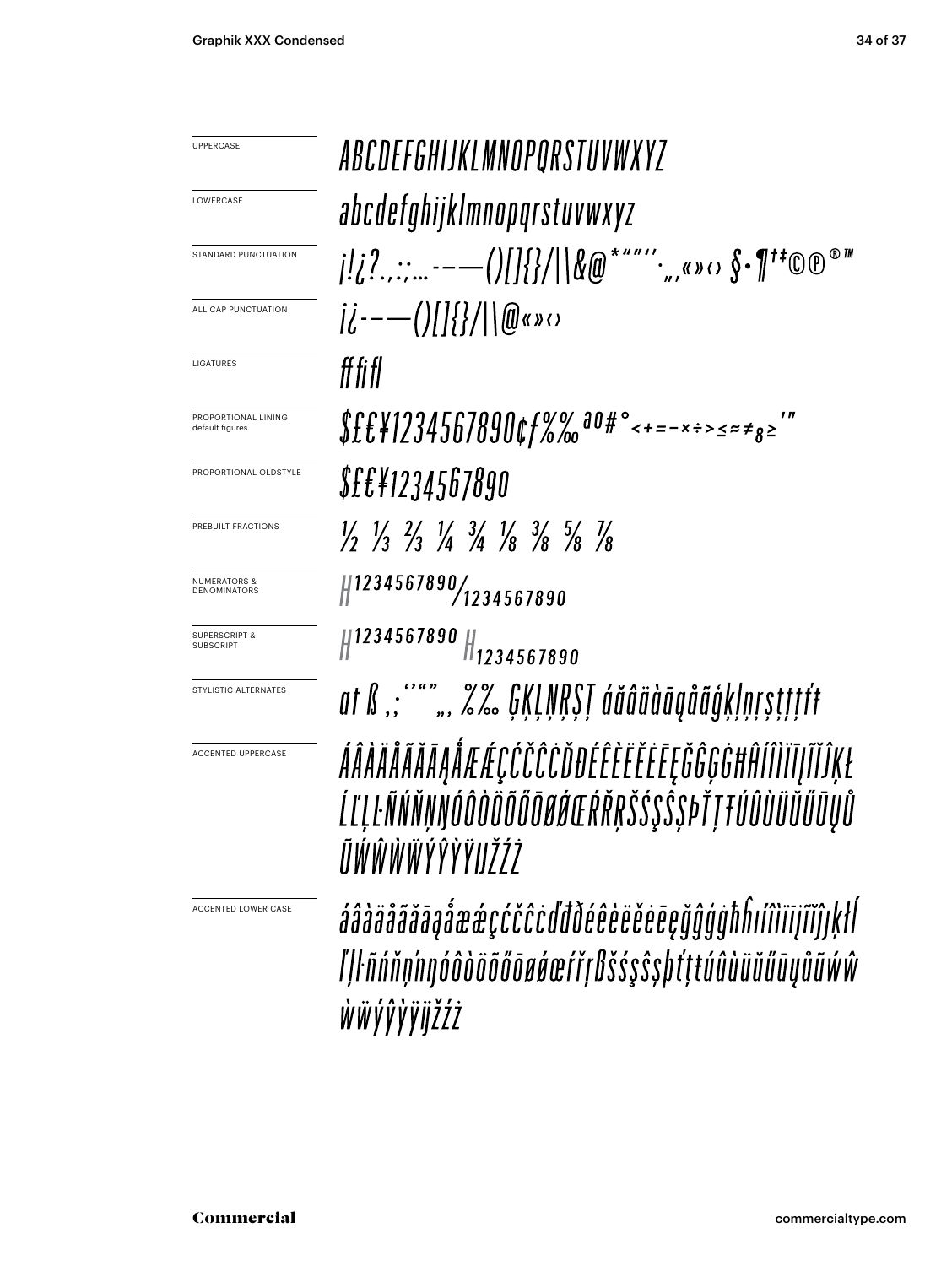UPPERCASE
ABCDEFGHIJKLMNOPQRSTUVWXYZ

LOWERCASE
abcdefghijklmnopqrstuvwxyz

STANDARD PUNCTUATION
¡!¿?.,:;…-–—()[]{}/|\&@*""''·„‚«»‹› §•¶†‡©℗®™

ALL CAP PUNCTUATION
¡¿-–—()[]{}/|\@«»‹›

LIGATURES
ff fi fl

PROPORTIONAL LINING default figures
$£€¥1234567890¢ƒ%‰ªº#°<+=−×÷>≤≈≠⁸≥'"

PROPORTIONAL OLDSTYLE
$£€¥1234567890

PREBUILT FRACTIONS
½ ⅓ ⅔ ¼ ¾ ⅛ ⅜ ⅝ ⅞

NUMERATORS & DENOMINATORS
H1234567890/1234567890

SUPERSCRIPT & SUBSCRIPT
H1234567890 H1234567890

STYLISTIC ALTERNATES
at ß ,;''"" „ %‰ ĢĶĻŅŖŞŢ áăâäàāąåãģķļņŗşţţţťŧ

ACCENTED UPPERCASE
ÁÂÀÄÅÃĂĀĄǺÆǼÇĆČĈĊĎĐÉÊÈËĚĖĒĘĞĜĢĠĦĤÍÎÌÏĪĮĨĬĴĶŁĹĽĻĿÑŃŇŅŊÓÔÒÖÕŐŌØǾŒŔŘŖŠŚŞŜȘÞŤŢŦÚÛÙÜŬŰŪŲŮŨẂŴẀẄÝŶỲŸĲŽŹŻ

ACCENTED LOWER CASE
áâàäåãăāąǻæǽçćčĉċďđðéêèëěėēęğĝģġħĥıíîìïīįĩĭȷķłĺľļŀñńňņŋóôòöõőōøǿœŕřŗßšśşŝșþťţŧúûùüŭűūųůũẃŵẁẅýŷỳÿĳžźż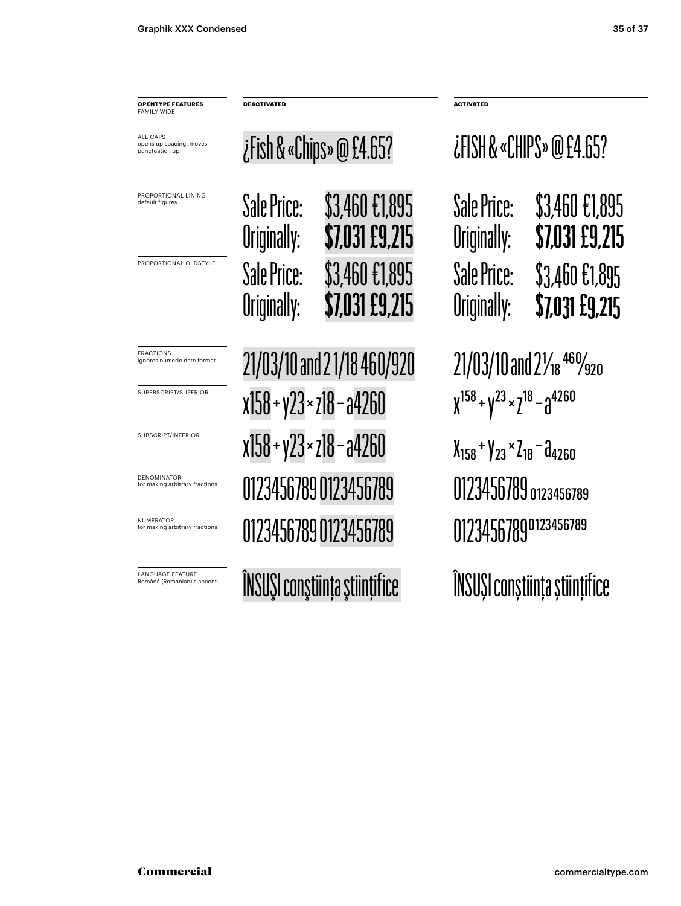| **OPENTYPE FEATURES** FAMILY WIDE | **DEACTIVATED** | **ACTIVATED** |
|---|---|---|
| ALL CAPS opens up spacing, moves punctuation up | ¿Fish & «Chips» @ £4.65? | ¿FISH & «CHIPS» @ £4.65? |
| PROPORTIONAL LINING default figures | Sale Price: $3,460 €1,895<br>Originally: **$7,031 £9,215** | Sale Price: $3,460 €1,895<br>Originally: **$7,031 £9,215** |
| PROPORTIONAL OLDSTYLE | Sale Price: $3,460 €1,895<br>Originally: **$7,031 £9,215** | Sale Price: $3,460 €1,895<br>Originally: **$7,031 £9,215** |
| FRACTIONS ignores numeric date format | 21/03/10 and 2 1/18 460/920 | 21/03/10 and $2\frac{1}{18}$ $\frac{460}{920}$ |
| SUPERSCRIPT/SUPERIOR | x158 + y23 × z18 − a4260 | $x^{158} + y^{23} \times z^{18} - a^{4260}$ |
| SUBSCRIPT/INFERIOR | x158 + y23 × z18 − a4260 | $x_{158} + y_{23} \times z_{18} - a_{4260}$ |
| DENOMINATOR for making arbitrary fractions | 0123456789 0123456789 | $0123456789_{0123456789}$ |
| NUMERATOR for making arbitrary fractions | 0123456789 0123456789 | $0123456789^{0123456789}$ |
| LANGUAGE FEATURE Română (Romanian) s accent | ÎNSUŞI conştiinţa ştiinţifice | ÎNSUȘI conștiința științifice |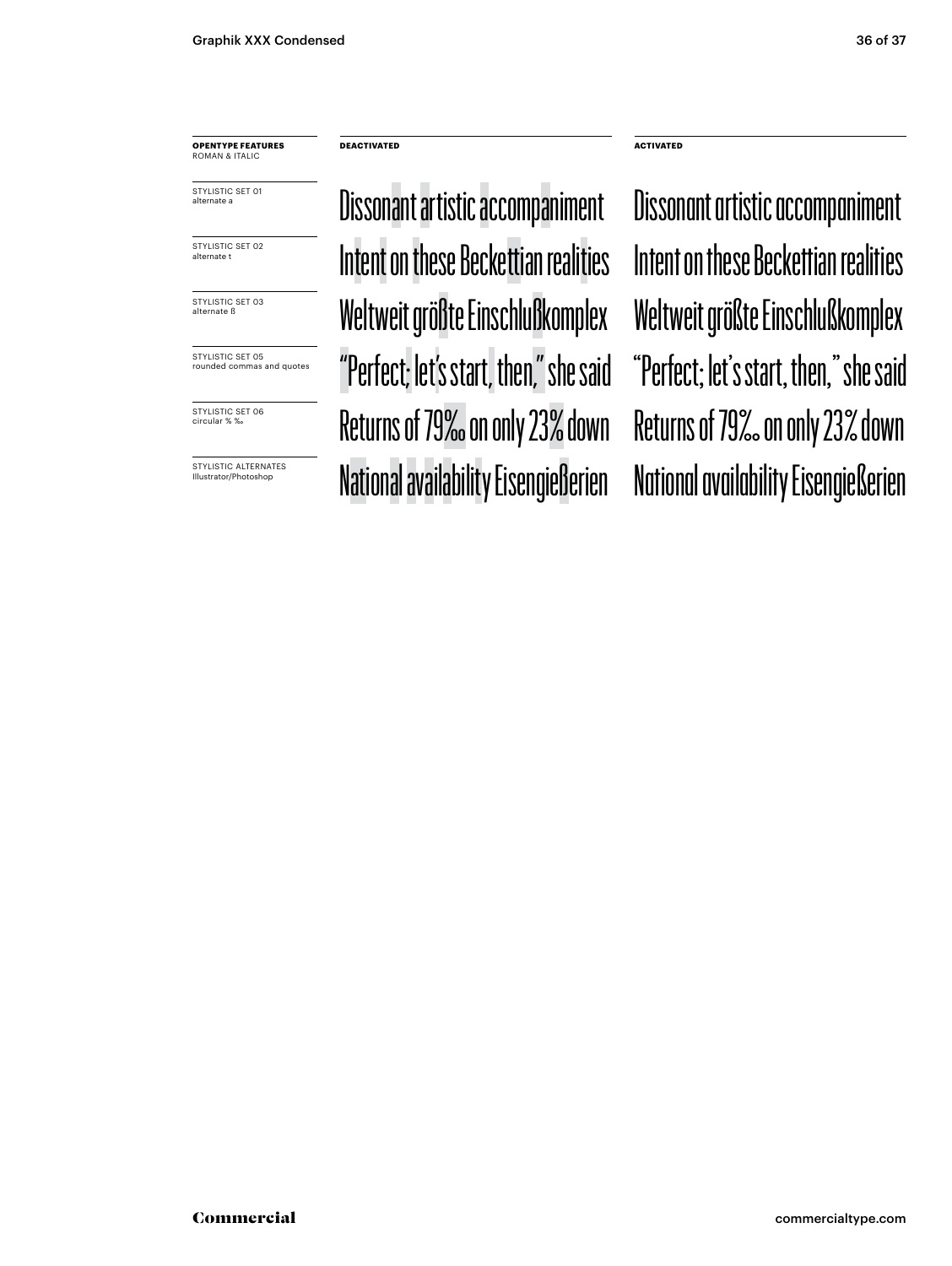| OPENTYPE FEATURES ROMAN & ITALIC | DEACTIVATED | ACTIVATED |
| --- | --- | --- |
| STYLISTIC SET 01 alternate a | Dissonant artistic accompaniment | Dissonant artistic accompaniment |
| STYLISTIC SET 02 alternate t | Intent on these Beckettian realities | Intent on these Beckettian realities |
| STYLISTIC SET 03 alternate ß | Weltweit größte Einschlußkomplex | Weltweit größte Einschlußkomplex |
| STYLISTIC SET 05 rounded commas and quotes | “Perfect; let’s start, then,” she said | “Perfect; let’s start, then,” she said |
| STYLISTIC SET 06 circular % ‰ | Returns of 79‰ on only 23% down | Returns of 79‰ on only 23% down |
| STYLISTIC ALTERNATES Illustrator/Photoshop | National availability Eisengießerien | National availability Eisengießerien |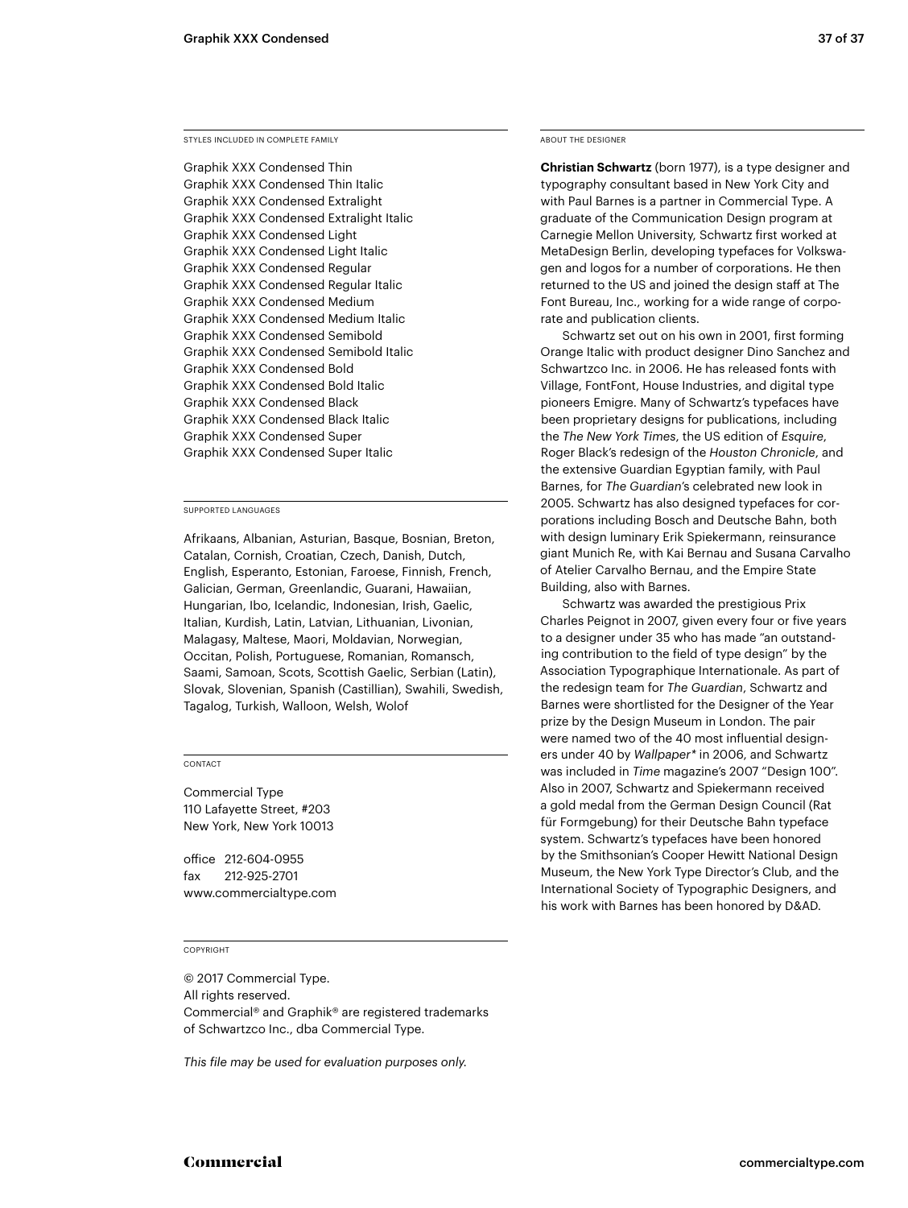## STYLES INCLUDED IN COMPLETE FAMILY

Graphik XXX Condensed Thin
Graphik XXX Condensed Thin Italic
Graphik XXX Condensed Extralight
Graphik XXX Condensed Extralight Italic
Graphik XXX Condensed Light
Graphik XXX Condensed Light Italic
Graphik XXX Condensed Regular
Graphik XXX Condensed Regular Italic
Graphik XXX Condensed Medium
Graphik XXX Condensed Medium Italic
Graphik XXX Condensed Semibold
Graphik XXX Condensed Semibold Italic
Graphik XXX Condensed Bold
Graphik XXX Condensed Bold Italic
Graphik XXX Condensed Black
Graphik XXX Condensed Black Italic
Graphik XXX Condensed Super
Graphik XXX Condensed Super Italic

## SUPPORTED LANGUAGES

Afrikaans, Albanian, Asturian, Basque, Bosnian, Breton, Catalan, Cornish, Croatian, Czech, Danish, Dutch, English, Esperanto, Estonian, Faroese, Finnish, French, Galician, German, Greenlandic, Guarani, Hawaiian, Hungarian, Ibo, Icelandic, Indonesian, Irish, Gaelic, Italian, Kurdish, Latin, Latvian, Lithuanian, Livonian, Malagasy, Maltese, Maori, Moldavian, Norwegian, Occitan, Polish, Portuguese, Romanian, Romansch, Saami, Samoan, Scots, Scottish Gaelic, Serbian (Latin), Slovak, Slovenian, Spanish (Castillian), Swahili, Swedish, Tagalog, Turkish, Walloon, Welsh, Wolof

## CONTACT

Commercial Type
110 Lafayette Street, #203
New York, New York 10013

office 212-604-0955
fax 212-925-2701
www.commercialtype.com

## COPYRIGHT

© 2017 Commercial Type.
All rights reserved.
Commercial® and Graphik® are registered trademarks of Schwartzco Inc., dba Commercial Type.

*This file may be used for evaluation purposes only.*

## ABOUT THE DESIGNER

**Christian Schwartz** (born 1977), is a type designer and typography consultant based in New York City and with Paul Barnes is a partner in Commercial Type. A graduate of the Communication Design program at Carnegie Mellon University, Schwartz first worked at MetaDesign Berlin, developing typefaces for Volkswagen and logos for a number of corporations. He then returned to the US and joined the design staff at The Font Bureau, Inc., working for a wide range of corporate and publication clients.

Schwartz set out on his own in 2001, first forming Orange Italic with product designer Dino Sanchez and Schwartzco Inc. in 2006. He has released fonts with Village, FontFont, House Industries, and digital type pioneers Emigre. Many of Schwartz's typefaces have been proprietary designs for publications, including the *The New York Times*, the US edition of *Esquire*, Roger Black's redesign of the *Houston Chronicle*, and the extensive Guardian Egyptian family, with Paul Barnes, for *The Guardian*'s celebrated new look in 2005. Schwartz has also designed typefaces for corporations including Bosch and Deutsche Bahn, both with design luminary Erik Spiekermann, reinsurance giant Munich Re, with Kai Bernau and Susana Carvalho of Atelier Carvalho Bernau, and the Empire State Building, also with Barnes.

Schwartz was awarded the prestigious Prix Charles Peignot in 2007, given every four or five years to a designer under 35 who has made "an outstanding contribution to the field of type design" by the Association Typographique Internationale. As part of the redesign team for *The Guardian*, Schwartz and Barnes were shortlisted for the Designer of the Year prize by the Design Museum in London. The pair were named two of the 40 most influential designers under 40 by *Wallpaper** in 2006, and Schwartz was included in *Time* magazine's 2007 "Design 100". Also in 2007, Schwartz and Spiekermann received a gold medal from the German Design Council (Rat für Formgebung) for their Deutsche Bahn typeface system. Schwartz's typefaces have been honored by the Smithsonian's Cooper Hewitt National Design Museum, the New York Type Director's Club, and the International Society of Typographic Designers, and his work with Barnes has been honored by D&AD.